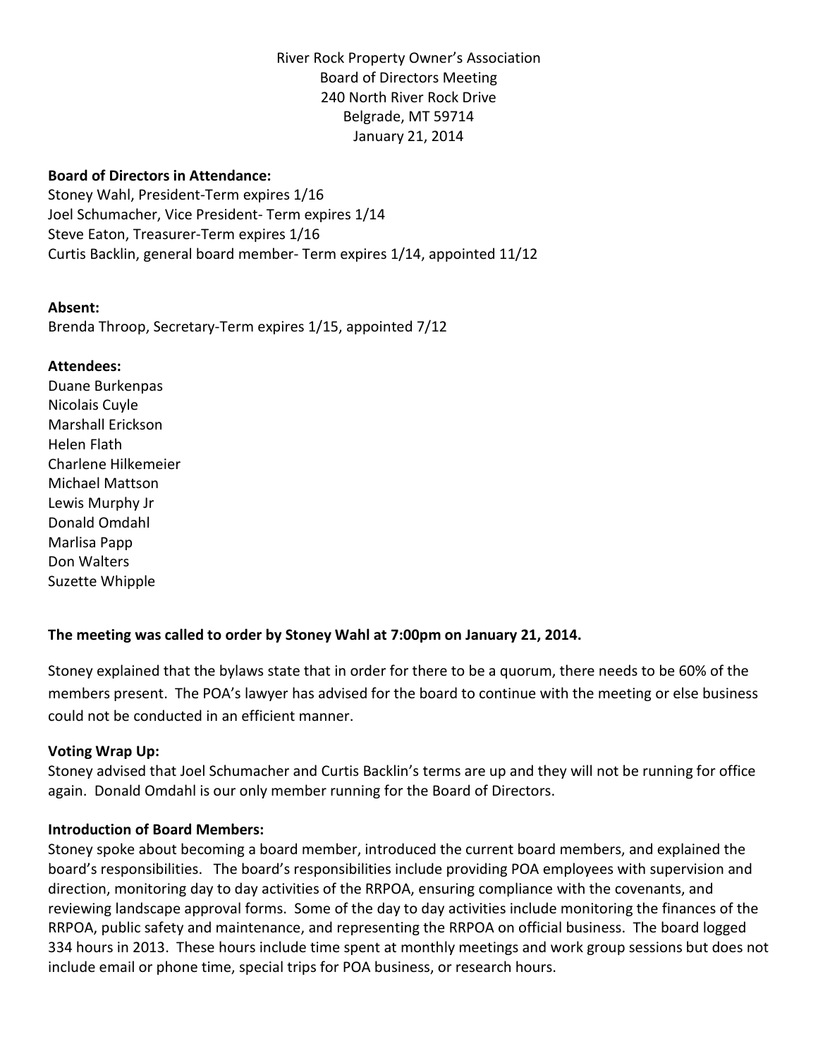River Rock Property Owner's Association
Board of Directors Meeting
240 North River Rock Drive
Belgrade, MT 59714
January 21, 2014

**Board of Directors in Attendance:**
Stoney Wahl, President-Term expires 1/16
Joel Schumacher, Vice President- Term expires 1/14
Steve Eaton, Treasurer-Term expires 1/16
Curtis Backlin, general board member- Term expires 1/14, appointed 11/12

**Absent:**
Brenda Throop, Secretary-Term expires 1/15, appointed 7/12

**Attendees:**
Duane Burkenpas
Nicolais Cuyle
Marshall Erickson
Helen Flath
Charlene Hilkemeier
Michael Mattson
Lewis Murphy Jr
Donald Omdahl
Marlisa Papp
Don Walters
Suzette Whipple

**The meeting was called to order by Stoney Wahl at 7:00pm on January 21, 2014.**

Stoney explained that the bylaws state that in order for there to be a quorum, there needs to be 60% of the members present. The POA's lawyer has advised for the board to continue with the meeting or else business could not be conducted in an efficient manner.

**Voting Wrap Up:**
Stoney advised that Joel Schumacher and Curtis Backlin's terms are up and they will not be running for office again. Donald Omdahl is our only member running for the Board of Directors.

**Introduction of Board Members:**
Stoney spoke about becoming a board member, introduced the current board members, and explained the board's responsibilities. The board's responsibilities include providing POA employees with supervision and direction, monitoring day to day activities of the RRPOA, ensuring compliance with the covenants, and reviewing landscape approval forms. Some of the day to day activities include monitoring the finances of the RRPOA, public safety and maintenance, and representing the RRPOA on official business. The board logged 334 hours in 2013. These hours include time spent at monthly meetings and work group sessions but does not include email or phone time, special trips for POA business, or research hours.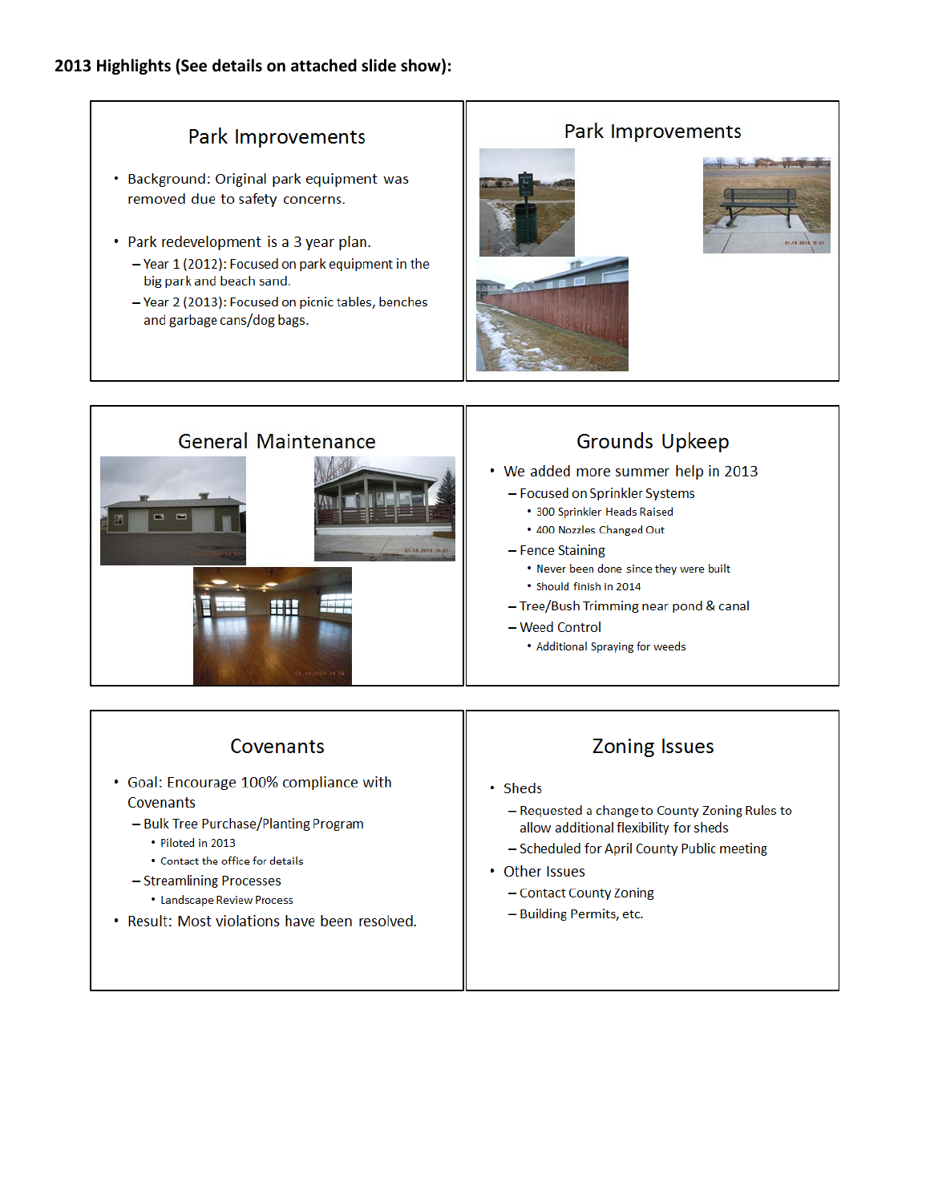**2013 Highlights (See details on attached slide show):**

## Park Improvements

- Background: Original park equipment was removed due to safety concerns.
- Park redevelopment is a 3 year plan.
  - Year 1 (2012): Focused on park equipment in the big park and beach sand.
  - Year 2 (2013): Focused on picnic tables, benches and garbage cans/dog bags.

## Park Improvements

## General Maintenance

## Grounds Upkeep

- We added more summer help in 2013
  - Focused on Sprinkler Systems
    - 300 Sprinkler Heads Raised
    - 400 Nozzles Changed Out
  - Fence Staining
    - Never been done since they were built
    - Should finish in 2014
  - Tree/Bush Trimming near pond & canal
  - Weed Control
    - Additional Spraying for weeds

## Covenants

- Goal: Encourage 100% compliance with Covenants
  - Bulk Tree Purchase/Planting Program
    - Piloted in 2013
    - Contact the office for details
  - Streamlining Processes
    - Landscape Review Process
- Result: Most violations have been resolved.

## Zoning Issues

- Sheds
  - Requested a change to County Zoning Rules to allow additional flexibility for sheds
  - Scheduled for April County Public meeting
- Other Issues
  - Contact County Zoning
  - Building Permits, etc.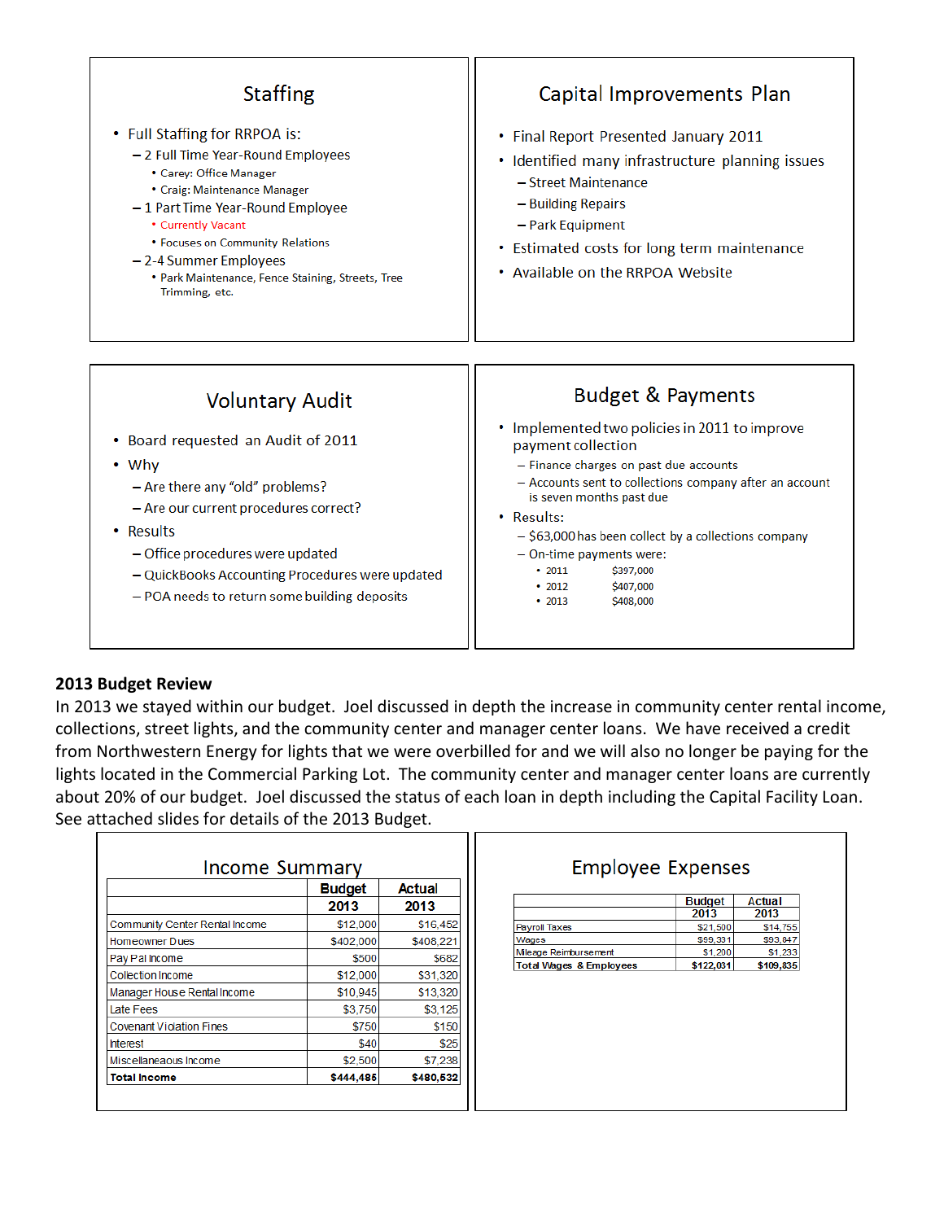## Staffing

- Full Staffing for RRPOA is:
  - 2 Full Time Year-Round Employees
    - Carey: Office Manager
    - Craig: Maintenance Manager
  - 1 Part Time Year-Round Employee
    - Currently Vacant
    - Focuses on Community Relations
  - 2-4 Summer Employees
    - Park Maintenance, Fence Staining, Streets, Tree Trimming, etc.

## Capital Improvements Plan

- Final Report Presented January 2011
- Identified many infrastructure planning issues
  - Street Maintenance
  - Building Repairs
  - Park Equipment
- Estimated costs for long term maintenance
- Available on the RRPOA Website

## Voluntary Audit

- Board requested an Audit of 2011
- Why
  - Are there any "old" problems?
  - Are our current procedures correct?
- Results
  - Office procedures were updated
  - QuickBooks Accounting Procedures were updated
  - POA needs to return some building deposits

## Budget & Payments

- Implemented two policies in 2011 to improve payment collection
  - Finance charges on past due accounts
  - Accounts sent to collections company after an account is seven months past due
- Results:
  - $63,000 has been collect by a collections company
  - On-time payments were:
    - 2011 $397,000
    - 2012 $407,000
    - 2013 $408,000

**2013 Budget Review**

In 2013 we stayed within our budget. Joel discussed in depth the increase in community center rental income, collections, street lights, and the community center and manager center loans. We have received a credit from Northwestern Energy for lights that we were overbilled for and we will also no longer be paying for the lights located in the Commercial Parking Lot. The community center and manager center loans are currently about 20% of our budget. Joel discussed the status of each loan in depth including the Capital Facility Loan. See attached slides for details of the 2013 Budget.

## Income Summary

| | Budget 2013 | Actual 2013 |
|---|---|---|
| Community Center Rental Income | $12,000 | $16,452 |
| Homeowner Dues | $402,000 | $408,221 |
| Pay Pal Income | $500 | $682 |
| Collection Income | $12,000 | $31,320 |
| Manager House Rental Income | $10,945 | $13,320 |
| Late Fees | $3,750 | $3,125 |
| Covenant Violation Fines | $750 | $150 |
| Interest | $40 | $25 |
| Miscellaneaous Income | $2,500 | $7,238 |
| **Total Income** | **$444,485** | **$480,532** |

## Employee Expenses

| | Budget 2013 | Actual 2013 |
|---|---|---|
| Payroll Taxes | $21,500 | $14,755 |
| Wages | $99,331 | $93,847 |
| Mileage Reimbursement | $1,200 | $1,233 |
| **Total Wages & Employees** | **$122,031** | **$109,835** |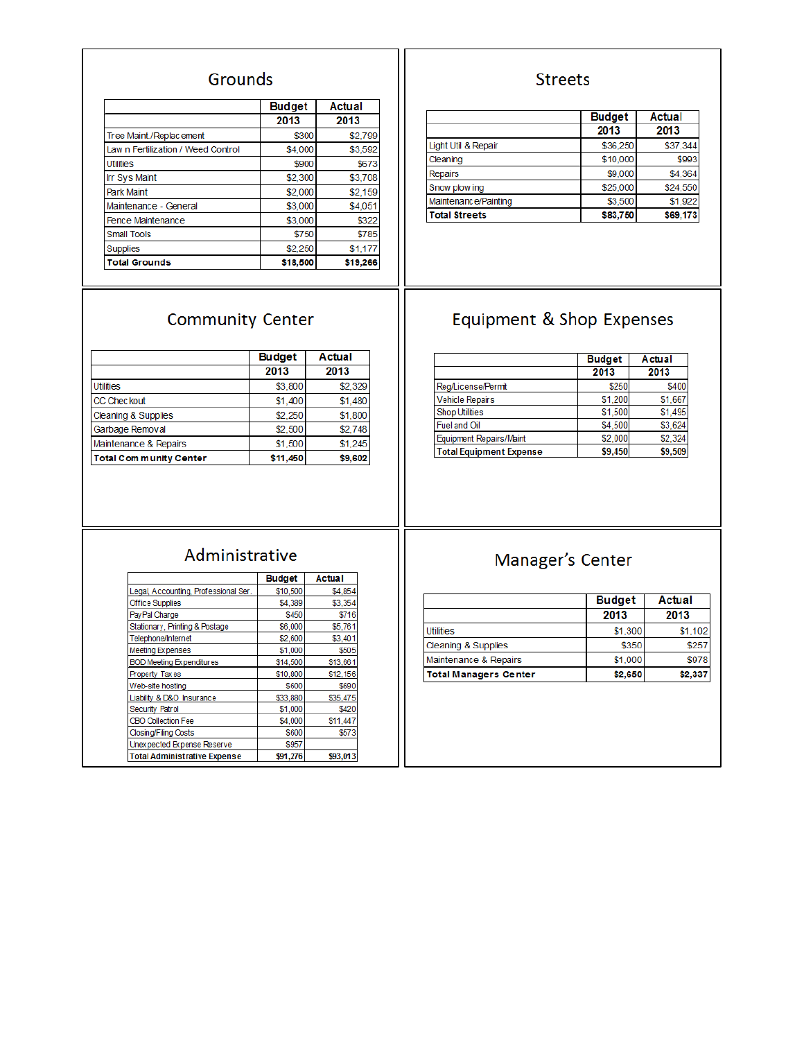## Grounds

| | Budget 2013 | Actual 2013 |
|---|---|---|
| Tree Maint./Replacement | $300 | $2,799 |
| Lawn Fertilization / Weed Control | $4,000 | $3,592 |
| Utilities | $900 | $673 |
| Irr Sys Maint | $2,300 | $3,708 |
| Park Maint | $2,000 | $2,159 |
| Maintenance - General | $3,000 | $4,051 |
| Fence Maintenance | $3,000 | $322 |
| Small Tools | $750 | $785 |
| Supplies | $2,250 | $1,177 |
| **Total Grounds** | **$18,500** | **$19,266** |

## Streets

| | Budget 2013 | Actual 2013 |
|---|---|---|
| Light Util & Repair | $36,250 | $37,344 |
| Cleaning | $10,000 | $993 |
| Repairs | $9,000 | $4,364 |
| Snow plowing | $25,000 | $24,550 |
| Maintenance/Painting | $3,500 | $1,922 |
| **Total Streets** | **$83,750** | **$69,173** |

## Community Center

| | Budget 2013 | Actual 2013 |
|---|---|---|
| Utilities | $3,800 | $2,329 |
| CC Checkout | $1,400 | $1,480 |
| Cleaning & Supplies | $2,250 | $1,800 |
| Garbage Removal | $2,500 | $2,748 |
| Maintenance & Repairs | $1,500 | $1,245 |
| **Total Community Center** | **$11,450** | **$9,602** |

## Equipment & Shop Expenses

| | Budget 2013 | Actual 2013 |
|---|---|---|
| Reg/License/Permit | $250 | $400 |
| Vehicle Repairs | $1,200 | $1,667 |
| Shop Utilities | $1,500 | $1,495 |
| Fuel and Oil | $4,500 | $3,624 |
| Equipment Repairs/Maint | $2,000 | $2,324 |
| **Total Equipment Expense** | **$9,450** | **$9,509** |

## Administrative

| | Budget | Actual |
|---|---|---|
| Legal, Accounting, Professional Ser. | $10,500 | $4,854 |
| Office Supplies | $4,389 | $3,354 |
| PayPal Charge | $450 | $716 |
| Stationary, Printing & Postage | $6,000 | $5,761 |
| Telephone/Internet | $2,600 | $3,401 |
| Meeting Expenses | $1,000 | $505 |
| BOD Meeting Expenditures | $14,500 | $13,661 |
| Property Taxes | $10,800 | $12,156 |
| Web-site hosting | $600 | $690 |
| Liability & D&O Insurance | $33,880 | $35,475 |
| Security Patrol | $1,000 | $420 |
| CBO Collection Fee | $4,000 | $11,447 |
| Closing/Filing Costs | $600 | $573 |
| Unexpected Expense Reserve | $957 | |
| **Total Administrative Expense** | **$91,276** | **$93,013** |

## Manager's Center

| | Budget 2013 | Actual 2013 |
|---|---|---|
| Utilities | $1,300 | $1,102 |
| Cleaning & Supplies | $350 | $257 |
| Maintenance & Repairs | $1,000 | $978 |
| **Total Managers Center** | **$2,650** | **$2,337** |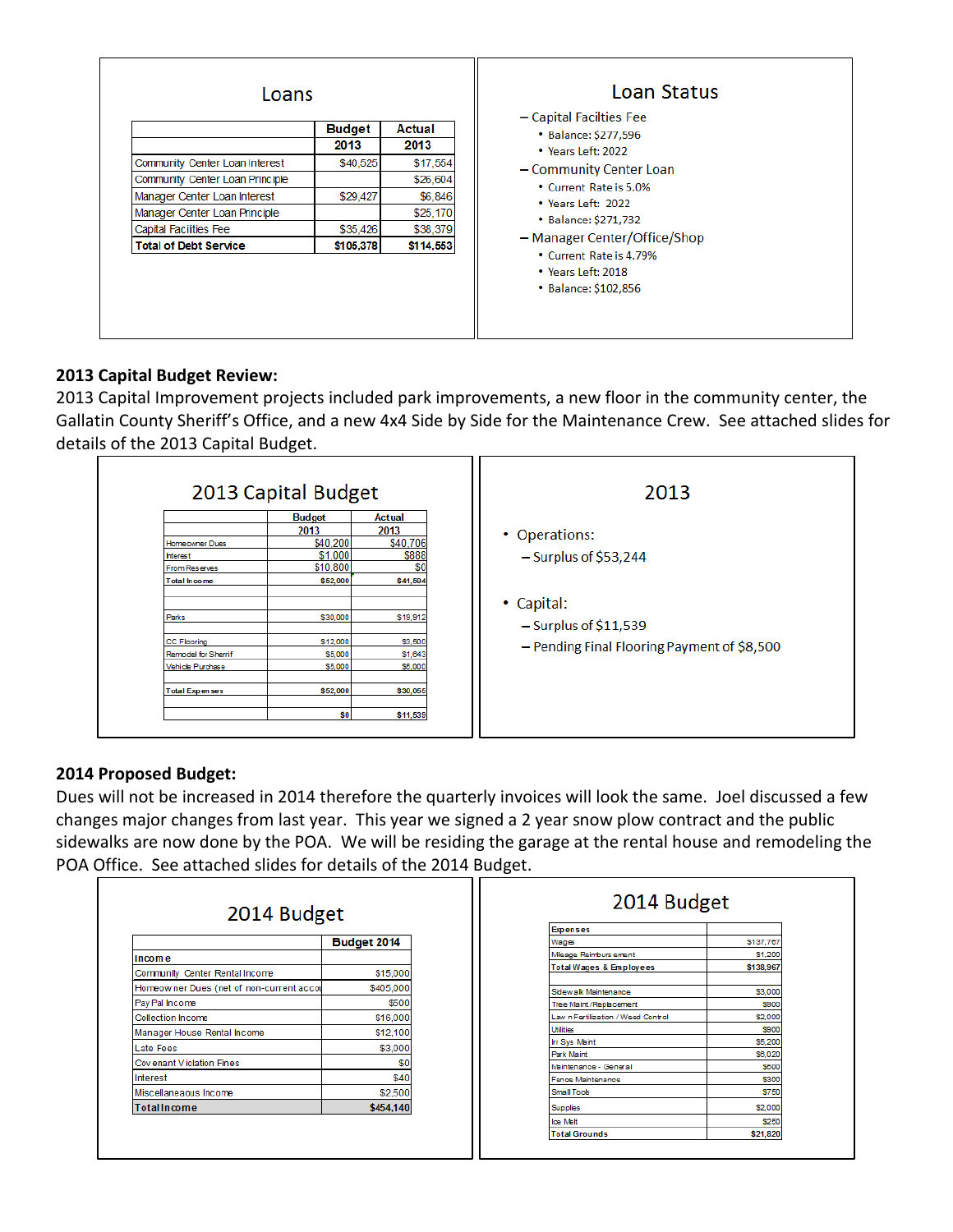## Loans

| | Budget 2013 | Actual 2013 |
|---|---|---|
| Community Center Loan Interest | $40,525 | $17,554 |
| Community Center Loan Principle | | $26,604 |
| Manager Center Loan Interest | $29,427 | $6,846 |
| Manager Center Loan Principle | | $25,170 |
| Capital Facilities Fee | $35,426 | $38,379 |
| **Total of Debt Service** | **$105,378** | **$114,553** |

## Loan Status

- Capital Facilties Fee
  - Balance: $277,596
  - Years Left: 2022
- Community Center Loan
  - Current Rate is 5.0%
  - Years Left: 2022
  - Balance: $271,732
- Manager Center/Office/Shop
  - Current Rate is 4.79%
  - Years Left: 2018
  - Balance: $102,856

**2013 Capital Budget Review:**

2013 Capital Improvement projects included park improvements, a new floor in the community center, the Gallatin County Sheriff's Office, and a new 4x4 Side by Side for the Maintenance Crew. See attached slides for details of the 2013 Capital Budget.

## 2013 Capital Budget

| | Budget 2013 | Actual 2013 |
|---|---|---|
| Homeowner Dues | $40,200 | $40,706 |
| Interest | $1,000 | $888 |
| From Reserves | $10,800 | $0 |
| **Total Income** | **$52,000** | **$41,594** |
| | | |
| Parks | $30,000 | $19,912 |
| | | |
| CC Flooring | $12,000 | $3,500 |
| Remodel for Sherrif | $5,000 | $1,643 |
| Vehicle Purchase | $5,000 | $5,000 |
| | | |
| **Total Expenses** | **$52,000** | **$30,055** |
| | | |
| | **$0** | **$11,539** |

## 2013

- Operations:
  - Surplus of $53,244
- Capital:
  - Surplus of $11,539
  - Pending Final Flooring Payment of $8,500

**2014 Proposed Budget:**

Dues will not be increased in 2014 therefore the quarterly invoices will look the same. Joel discussed a few changes major changes from last year. This year we signed a 2 year snow plow contract and the public sidewalks are now done by the POA. We will be residing the garage at the rental house and remodeling the POA Office. See attached slides for details of the 2014 Budget.

## 2014 Budget

| | Budget 2014 |
|---|---|
| **Income** | |
| Community Center Rental Income | $15,000 |
| Homeowner Dues (net of non-current acco | $405,000 |
| Pay Pal Income | $500 |
| Collection Income | $16,000 |
| Manager House Rental Income | $12,100 |
| Late Fees | $3,000 |
| Covenant Violation Fines | $0 |
| Interest | $40 |
| Miscellaneous Income | $2,500 |
| **Total Income** | **$454,140** |

## 2014 Budget

| Expenses | |
|---|---|
| Wages | $137,767 |
| Mileage Reimbursement | $1,200 |
| **Total Wages & Employees** | **$138,967** |
| | |
| Sidewalk Maintenance | $3,000 |
| Tree Maint/Replacement | $900 |
| Lawn Fertilization / Weed Control | $2,000 |
| Utilities | $900 |
| Irr Sys Maint | $5,200 |
| Park Maint | $6,020 |
| Maintenance - General | $500 |
| Fence Maintenance | $300 |
| Small Tools | $750 |
| Supplies | $2,000 |
| Ice Melt | $250 |
| **Total Grounds** | **$21,820** |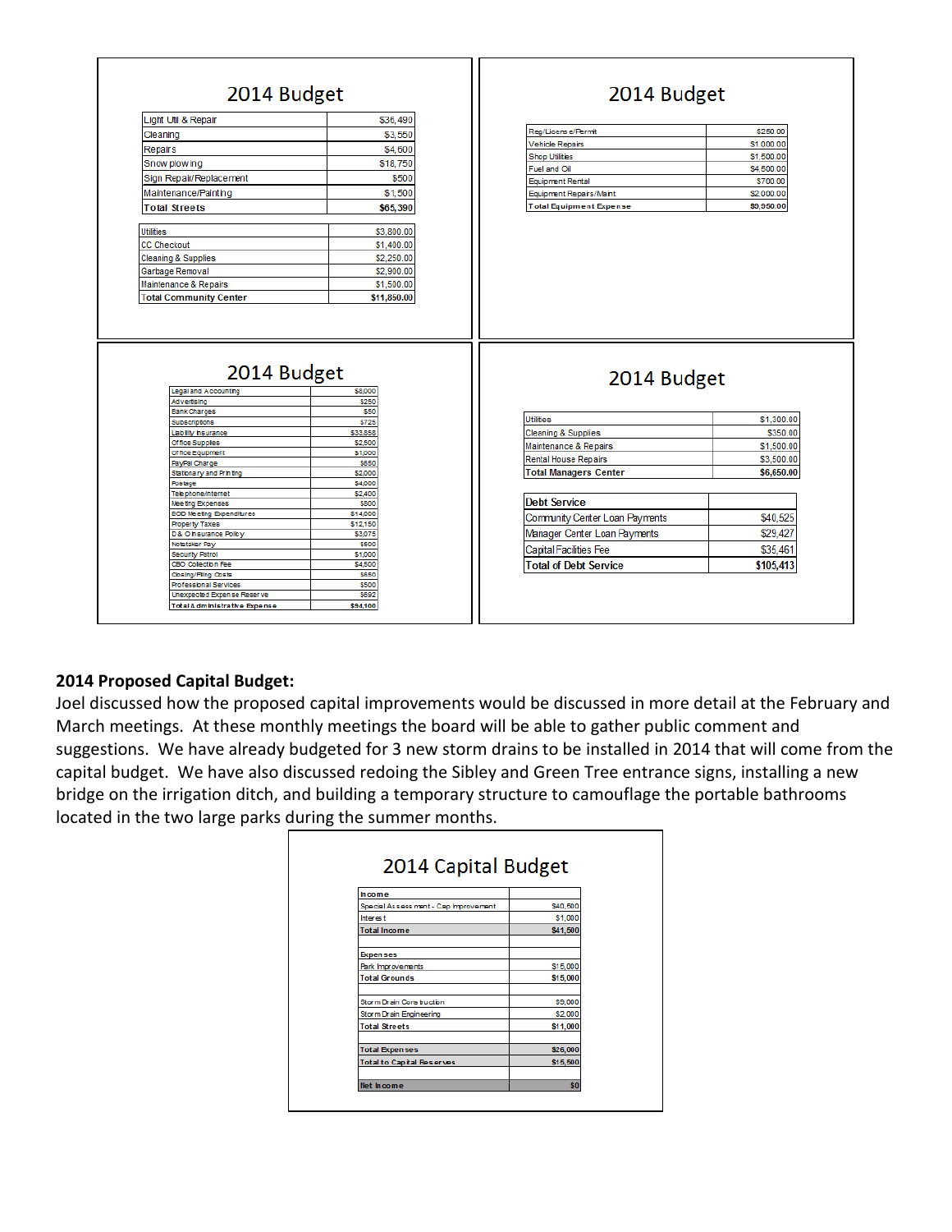## 2014 Budget

| Light Util & Repair | $36,490 |
| --- | --- |
| Cleaning | $3,550 |
| Repairs | $4,600 |
| Snow plowing | $18,750 |
| Sign Repair/Replacement | $500 |
| Maintenance/Painting | $1,500 |
| **Total Streets** | **$65,390** |

| Utilities | $3,800.00 |
| --- | --- |
| CC Checkout | $1,400.00 |
| Cleaning & Supplies | $2,250.00 |
| Garbage Removal | $2,900.00 |
| Maintenance & Repairs | $1,500.00 |
| **Total Community Center** | **$11,850.00** |

## 2014 Budget

| Reg/License/Permit | $250.00 |
| --- | --- |
| Vehicle Repairs | $1,000.00 |
| Shop Utilities | $1,500.00 |
| Fuel and Oil | $4,500.00 |
| Equipment Rental | $700.00 |
| Equipment Repairs/Maint | $2,000.00 |
| **Total Equipment Expense** | **$9,950.00** |

## 2014 Budget

| Legal and Accounting | $8,000 |
| --- | --- |
| Advertising | $250 |
| Bank Charges | $50 |
| Subscriptions | $725 |
| Liability Insurance | $33,858 |
| Office Supplies | $2,500 |
| Office Equipment | $1,000 |
| PayPal Charge | $650 |
| Stationary and Printing | $2,000 |
| Postage | $4,000 |
| Telephone/Internet | $2,400 |
| Meeting Expenses | $800 |
| BOD Meeting Expenditures | $14,000 |
| Property Taxes | $12,150 |
| D & O Insurance Policy | $3,075 |
| Notetaker Pay | $500 |
| Security Patrol | $1,000 |
| CBO Collection Fee | $4,500 |
| Closing/Filing Costs | $650 |
| Professional Services | $500 |
| Unexpected Expense Reserve | $592 |
| **Total Administrative Expense** | **$94,100** |

## 2014 Budget

| Utilities | $1,300.00 |
| --- | --- |
| Cleaning & Supplies | $350.00 |
| Maintenance & Repairs | $1,500.00 |
| Rental House Repairs | $3,500.00 |
| **Total Managers Center** | **$6,650.00** |

| **Debt Service** | |
| --- | --- |
| Community Center Loan Payments | $40,525 |
| Manager Center Loan Payments | $29,427 |
| Capital Facilities Fee | $35,461 |
| **Total of Debt Service** | **$105,413** |

**2014 Proposed Capital Budget:**

Joel discussed how the proposed capital improvements would be discussed in more detail at the February and March meetings. At these monthly meetings the board will be able to gather public comment and suggestions. We have already budgeted for 3 new storm drains to be installed in 2014 that will come from the capital budget. We have also discussed redoing the Sibley and Green Tree entrance signs, installing a new bridge on the irrigation ditch, and building a temporary structure to camouflage the portable bathrooms located in the two large parks during the summer months.

## 2014 Capital Budget

| **Income** | |
| --- | --- |
| Special Assessment - Cap Improvement | $40,500 |
| Interest | $1,000 |
| **Total Income** | **$41,500** |
| | |
| **Expenses** | |
| Park Improvements | $15,000 |
| **Total Grounds** | **$15,000** |
| | |
| Storm Drain Construction | $9,000 |
| Storm Drain Engineering | $2,000 |
| **Total Streets** | **$11,000** |
| | |
| **Total Expenses** | **$26,000** |
| **Total to Capital Reserves** | **$15,500** |
| | |
| **Net Income** | **$0** |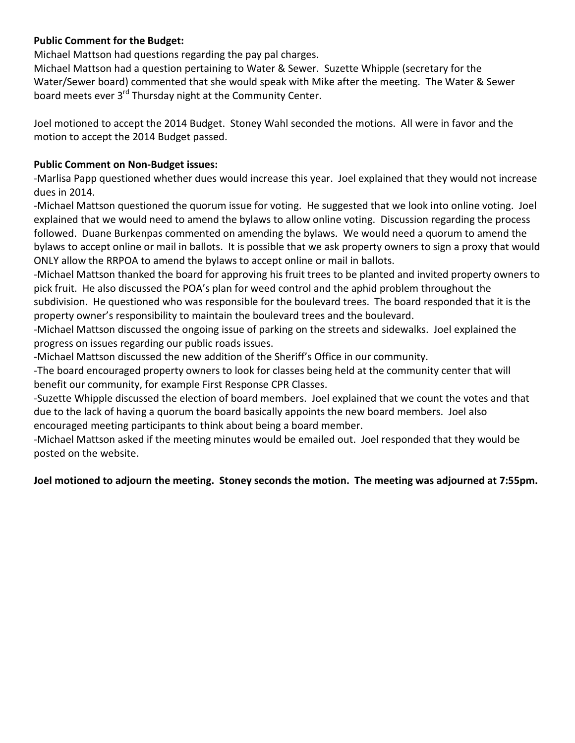**Public Comment for the Budget:**

Michael Mattson had questions regarding the pay pal charges.

Michael Mattson had a question pertaining to Water & Sewer. Suzette Whipple (secretary for the Water/Sewer board) commented that she would speak with Mike after the meeting. The Water & Sewer board meets ever 3rd Thursday night at the Community Center.

Joel motioned to accept the 2014 Budget. Stoney Wahl seconded the motions. All were in favor and the motion to accept the 2014 Budget passed.

**Public Comment on Non-Budget issues:**

-Marlisa Papp questioned whether dues would increase this year. Joel explained that they would not increase dues in 2014.

-Michael Mattson questioned the quorum issue for voting. He suggested that we look into online voting. Joel explained that we would need to amend the bylaws to allow online voting. Discussion regarding the process followed. Duane Burkenpas commented on amending the bylaws. We would need a quorum to amend the bylaws to accept online or mail in ballots. It is possible that we ask property owners to sign a proxy that would ONLY allow the RRPOA to amend the bylaws to accept online or mail in ballots.

-Michael Mattson thanked the board for approving his fruit trees to be planted and invited property owners to pick fruit. He also discussed the POA's plan for weed control and the aphid problem throughout the subdivision. He questioned who was responsible for the boulevard trees. The board responded that it is the property owner's responsibility to maintain the boulevard trees and the boulevard.

-Michael Mattson discussed the ongoing issue of parking on the streets and sidewalks. Joel explained the progress on issues regarding our public roads issues.

-Michael Mattson discussed the new addition of the Sheriff's Office in our community.

-The board encouraged property owners to look for classes being held at the community center that will benefit our community, for example First Response CPR Classes.

-Suzette Whipple discussed the election of board members. Joel explained that we count the votes and that due to the lack of having a quorum the board basically appoints the new board members. Joel also encouraged meeting participants to think about being a board member.

-Michael Mattson asked if the meeting minutes would be emailed out. Joel responded that they would be posted on the website.

**Joel motioned to adjourn the meeting. Stoney seconds the motion. The meeting was adjourned at 7:55pm.**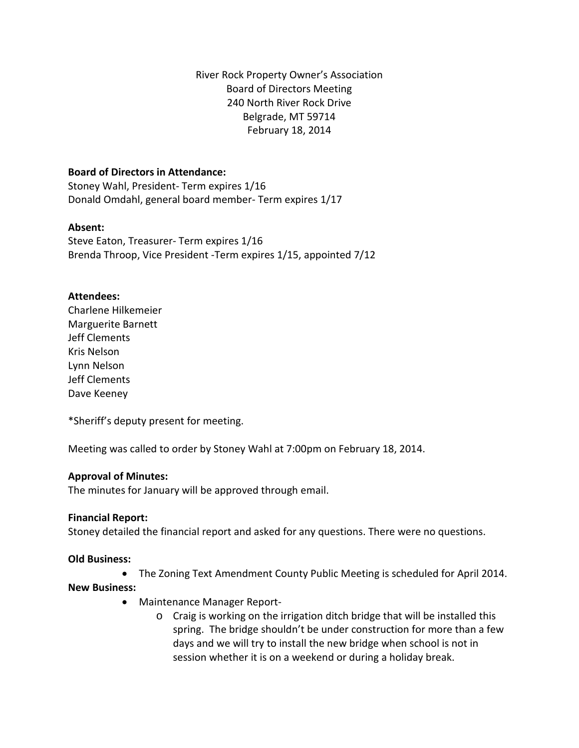River Rock Property Owner's Association
Board of Directors Meeting
240 North River Rock Drive
Belgrade, MT 59714
February 18, 2014

**Board of Directors in Attendance:**
Stoney Wahl, President- Term expires 1/16
Donald Omdahl, general board member- Term expires 1/17

**Absent:**
Steve Eaton, Treasurer- Term expires 1/16
Brenda Throop, Vice President -Term expires 1/15, appointed 7/12

**Attendees:**
Charlene Hilkemeier
Marguerite Barnett
Jeff Clements
Kris Nelson
Lynn Nelson
Jeff Clements
Dave Keeney

*Sheriff's deputy present for meeting.

Meeting was called to order by Stoney Wahl at 7:00pm on February 18, 2014.

**Approval of Minutes:**
The minutes for January will be approved through email.

**Financial Report:**
Stoney detailed the financial report and asked for any questions. There were no questions.

**Old Business:**

- The Zoning Text Amendment County Public Meeting is scheduled for April 2014.

**New Business:**

- Maintenance Manager Report-
  - Craig is working on the irrigation ditch bridge that will be installed this spring. The bridge shouldn't be under construction for more than a few days and we will try to install the new bridge when school is not in session whether it is on a weekend or during a holiday break.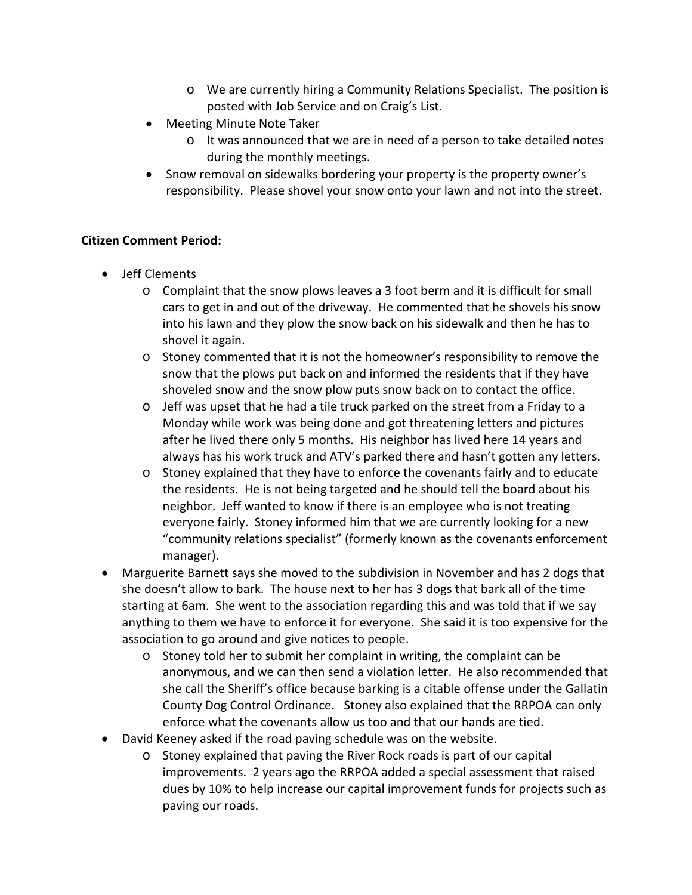- We are currently hiring a Community Relations Specialist. The position is posted with Job Service and on Craig's List.
- Meeting Minute Note Taker
  - It was announced that we are in need of a person to take detailed notes during the monthly meetings.
- Snow removal on sidewalks bordering your property is the property owner's responsibility. Please shovel your snow onto your lawn and not into the street.

**Citizen Comment Period:**

- Jeff Clements
  - Complaint that the snow plows leaves a 3 foot berm and it is difficult for small cars to get in and out of the driveway. He commented that he shovels his snow into his lawn and they plow the snow back on his sidewalk and then he has to shovel it again.
  - Stoney commented that it is not the homeowner's responsibility to remove the snow that the plows put back on and informed the residents that if they have shoveled snow and the snow plow puts snow back on to contact the office.
  - Jeff was upset that he had a tile truck parked on the street from a Friday to a Monday while work was being done and got threatening letters and pictures after he lived there only 5 months. His neighbor has lived here 14 years and always has his work truck and ATV's parked there and hasn't gotten any letters.
  - Stoney explained that they have to enforce the covenants fairly and to educate the residents. He is not being targeted and he should tell the board about his neighbor. Jeff wanted to know if there is an employee who is not treating everyone fairly. Stoney informed him that we are currently looking for a new "community relations specialist" (formerly known as the covenants enforcement manager).
- Marguerite Barnett says she moved to the subdivision in November and has 2 dogs that she doesn't allow to bark. The house next to her has 3 dogs that bark all of the time starting at 6am. She went to the association regarding this and was told that if we say anything to them we have to enforce it for everyone. She said it is too expensive for the association to go around and give notices to people.
  - Stoney told her to submit her complaint in writing, the complaint can be anonymous, and we can then send a violation letter. He also recommended that she call the Sheriff's office because barking is a citable offense under the Gallatin County Dog Control Ordinance. Stoney also explained that the RRPOA can only enforce what the covenants allow us too and that our hands are tied.
- David Keeney asked if the road paving schedule was on the website.
  - Stoney explained that paving the River Rock roads is part of our capital improvements. 2 years ago the RRPOA added a special assessment that raised dues by 10% to help increase our capital improvement funds for projects such as paving our roads.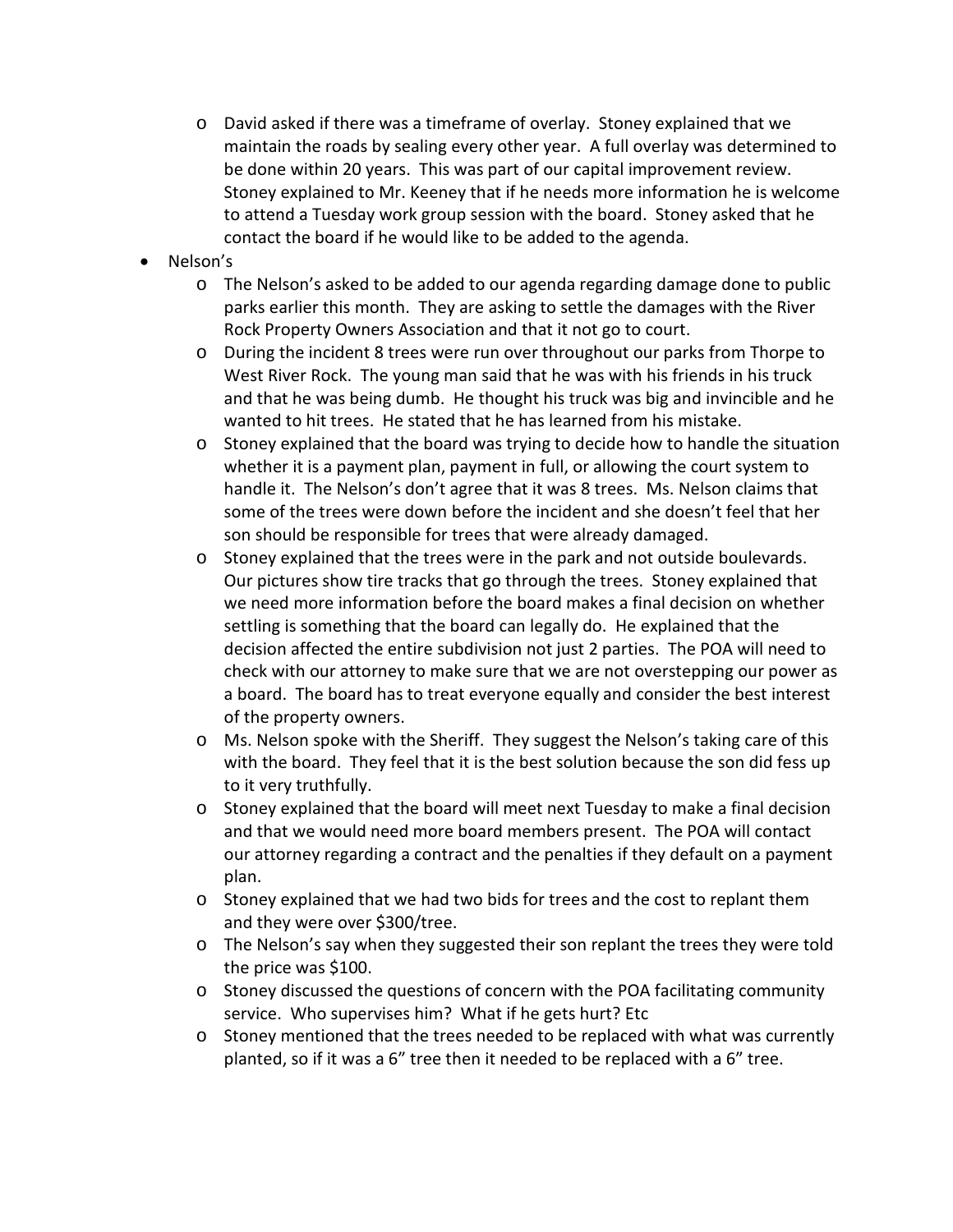- David asked if there was a timeframe of overlay. Stoney explained that we maintain the roads by sealing every other year. A full overlay was determined to be done within 20 years. This was part of our capital improvement review. Stoney explained to Mr. Keeney that if he needs more information he is welcome to attend a Tuesday work group session with the board. Stoney asked that he contact the board if he would like to be added to the agenda.
- Nelson's
  - The Nelson's asked to be added to our agenda regarding damage done to public parks earlier this month. They are asking to settle the damages with the River Rock Property Owners Association and that it not go to court.
  - During the incident 8 trees were run over throughout our parks from Thorpe to West River Rock. The young man said that he was with his friends in his truck and that he was being dumb. He thought his truck was big and invincible and he wanted to hit trees. He stated that he has learned from his mistake.
  - Stoney explained that the board was trying to decide how to handle the situation whether it is a payment plan, payment in full, or allowing the court system to handle it. The Nelson's don't agree that it was 8 trees. Ms. Nelson claims that some of the trees were down before the incident and she doesn't feel that her son should be responsible for trees that were already damaged.
  - Stoney explained that the trees were in the park and not outside boulevards. Our pictures show tire tracks that go through the trees. Stoney explained that we need more information before the board makes a final decision on whether settling is something that the board can legally do. He explained that the decision affected the entire subdivision not just 2 parties. The POA will need to check with our attorney to make sure that we are not overstepping our power as a board. The board has to treat everyone equally and consider the best interest of the property owners.
  - Ms. Nelson spoke with the Sheriff. They suggest the Nelson's taking care of this with the board. They feel that it is the best solution because the son did fess up to it very truthfully.
  - Stoney explained that the board will meet next Tuesday to make a final decision and that we would need more board members present. The POA will contact our attorney regarding a contract and the penalties if they default on a payment plan.
  - Stoney explained that we had two bids for trees and the cost to replant them and they were over $300/tree.
  - The Nelson's say when they suggested their son replant the trees they were told the price was $100.
  - Stoney discussed the questions of concern with the POA facilitating community service. Who supervises him? What if he gets hurt? Etc
  - Stoney mentioned that the trees needed to be replaced with what was currently planted, so if it was a 6" tree then it needed to be replaced with a 6" tree.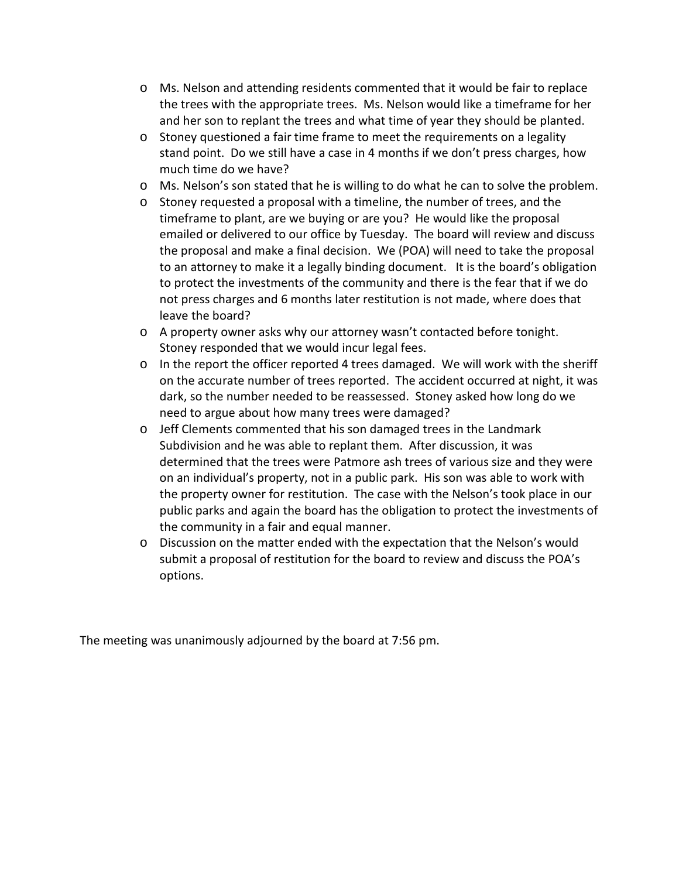- Ms. Nelson and attending residents commented that it would be fair to replace the trees with the appropriate trees. Ms. Nelson would like a timeframe for her and her son to replant the trees and what time of year they should be planted.
- Stoney questioned a fair time frame to meet the requirements on a legality stand point. Do we still have a case in 4 months if we don't press charges, how much time do we have?
- Ms. Nelson's son stated that he is willing to do what he can to solve the problem.
- Stoney requested a proposal with a timeline, the number of trees, and the timeframe to plant, are we buying or are you? He would like the proposal emailed or delivered to our office by Tuesday. The board will review and discuss the proposal and make a final decision. We (POA) will need to take the proposal to an attorney to make it a legally binding document. It is the board's obligation to protect the investments of the community and there is the fear that if we do not press charges and 6 months later restitution is not made, where does that leave the board?
- A property owner asks why our attorney wasn't contacted before tonight. Stoney responded that we would incur legal fees.
- In the report the officer reported 4 trees damaged. We will work with the sheriff on the accurate number of trees reported. The accident occurred at night, it was dark, so the number needed to be reassessed. Stoney asked how long do we need to argue about how many trees were damaged?
- Jeff Clements commented that his son damaged trees in the Landmark Subdivision and he was able to replant them. After discussion, it was determined that the trees were Patmore ash trees of various size and they were on an individual's property, not in a public park. His son was able to work with the property owner for restitution. The case with the Nelson's took place in our public parks and again the board has the obligation to protect the investments of the community in a fair and equal manner.
- Discussion on the matter ended with the expectation that the Nelson's would submit a proposal of restitution for the board to review and discuss the POA's options.

The meeting was unanimously adjourned by the board at 7:56 pm.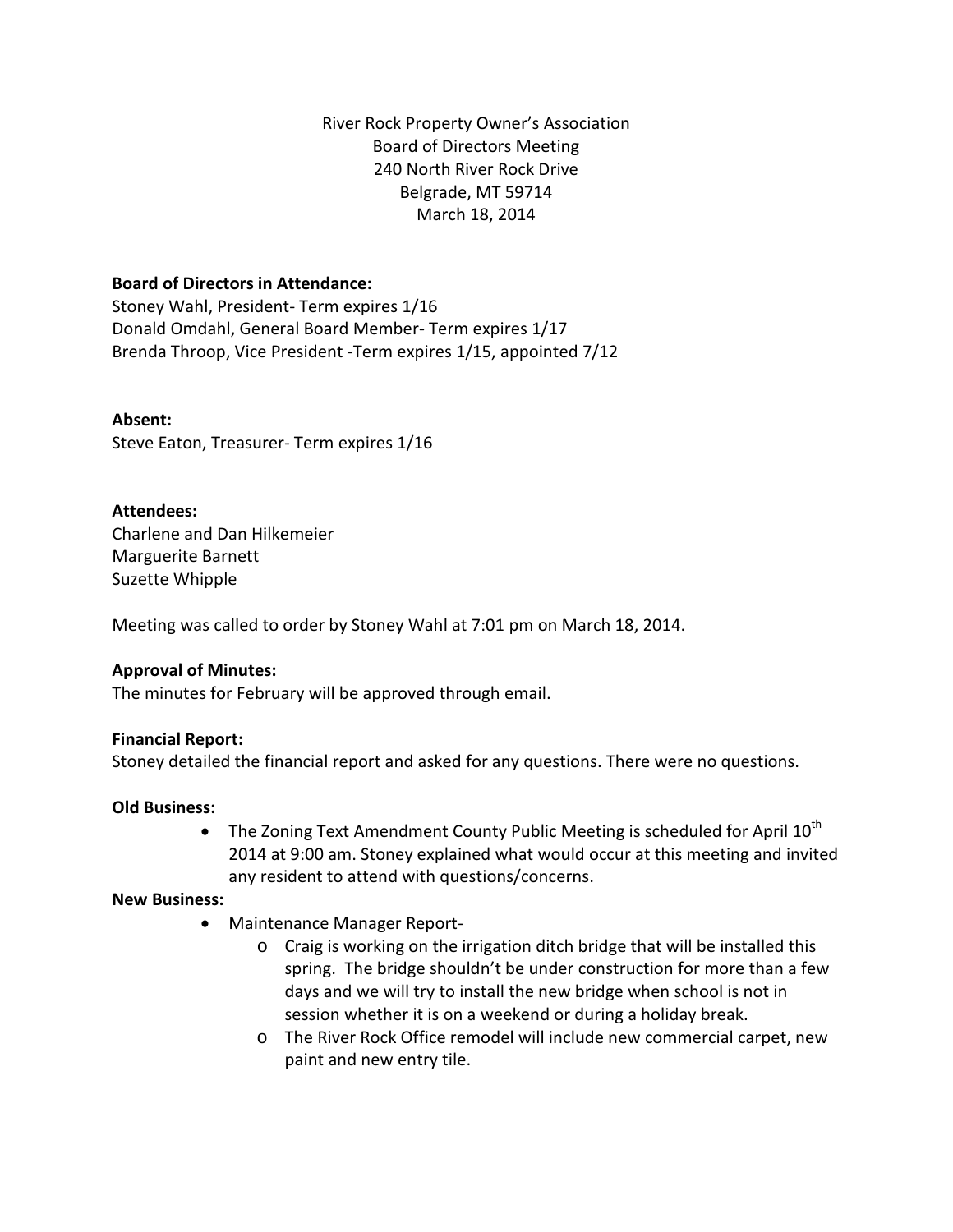River Rock Property Owner's Association
Board of Directors Meeting
240 North River Rock Drive
Belgrade, MT 59714
March 18, 2014

**Board of Directors in Attendance:**
Stoney Wahl, President- Term expires 1/16
Donald Omdahl, General Board Member- Term expires 1/17
Brenda Throop, Vice President -Term expires 1/15, appointed 7/12

**Absent:**
Steve Eaton, Treasurer- Term expires 1/16

**Attendees:**
Charlene and Dan Hilkemeier
Marguerite Barnett
Suzette Whipple

Meeting was called to order by Stoney Wahl at 7:01 pm on March 18, 2014.

**Approval of Minutes:**
The minutes for February will be approved through email.

**Financial Report:**
Stoney detailed the financial report and asked for any questions. There were no questions.

**Old Business:**

- The Zoning Text Amendment County Public Meeting is scheduled for April 10th 2014 at 9:00 am. Stoney explained what would occur at this meeting and invited any resident to attend with questions/concerns.

**New Business:**

- Maintenance Manager Report-
  - Craig is working on the irrigation ditch bridge that will be installed this spring. The bridge shouldn't be under construction for more than a few days and we will try to install the new bridge when school is not in session whether it is on a weekend or during a holiday break.
  - The River Rock Office remodel will include new commercial carpet, new paint and new entry tile.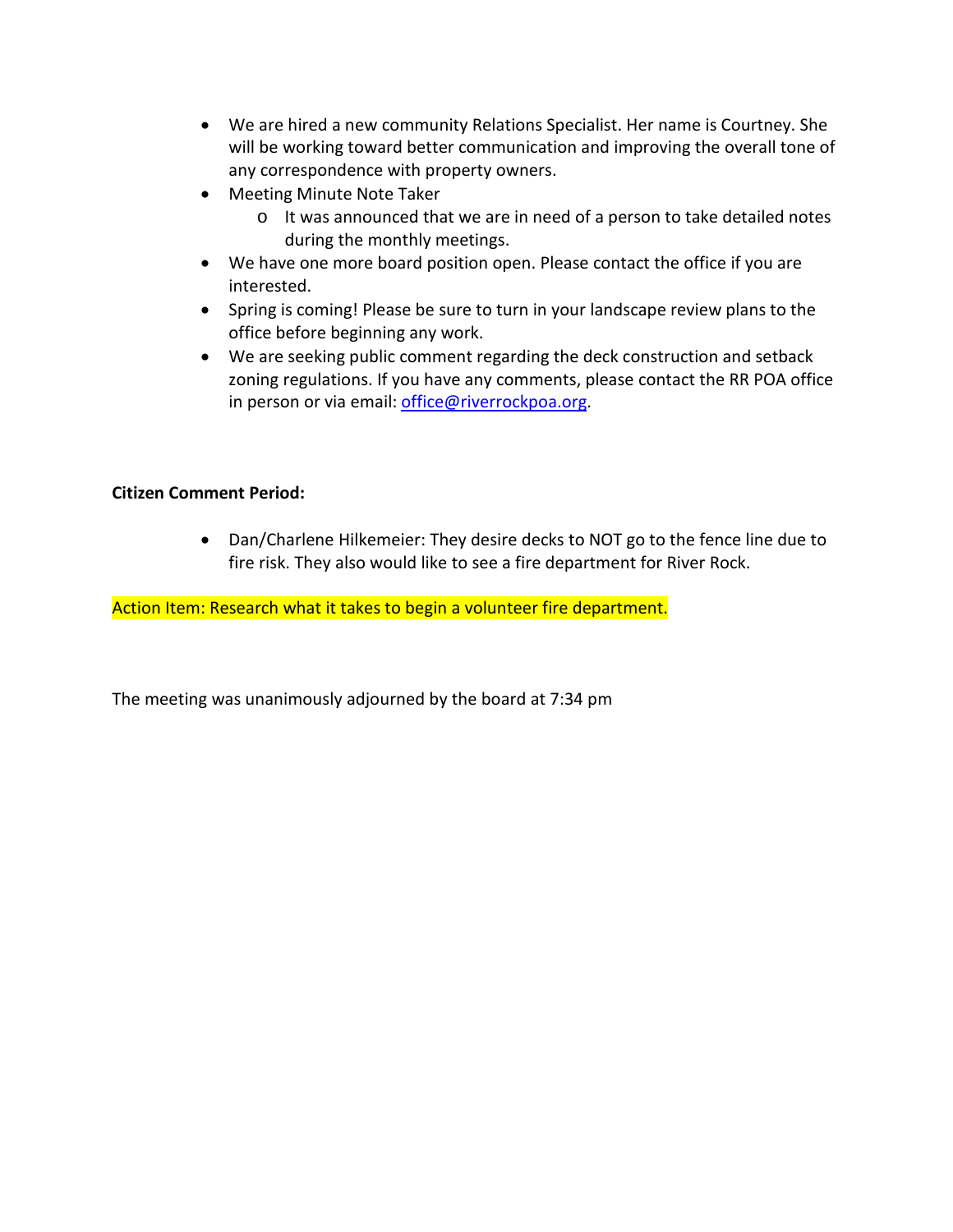- We are hired a new community Relations Specialist. Her name is Courtney. She will be working toward better communication and improving the overall tone of any correspondence with property owners.
- Meeting Minute Note Taker
  - It was announced that we are in need of a person to take detailed notes during the monthly meetings.
- We have one more board position open. Please contact the office if you are interested.
- Spring is coming! Please be sure to turn in your landscape review plans to the office before beginning any work.
- We are seeking public comment regarding the deck construction and setback zoning regulations. If you have any comments, please contact the RR POA office in person or via email: office@riverrockpoa.org.

**Citizen Comment Period:**

- Dan/Charlene Hilkemeier: They desire decks to NOT go to the fence line due to fire risk. They also would like to see a fire department for River Rock.

Action Item: Research what it takes to begin a volunteer fire department.

The meeting was unanimously adjourned by the board at 7:34 pm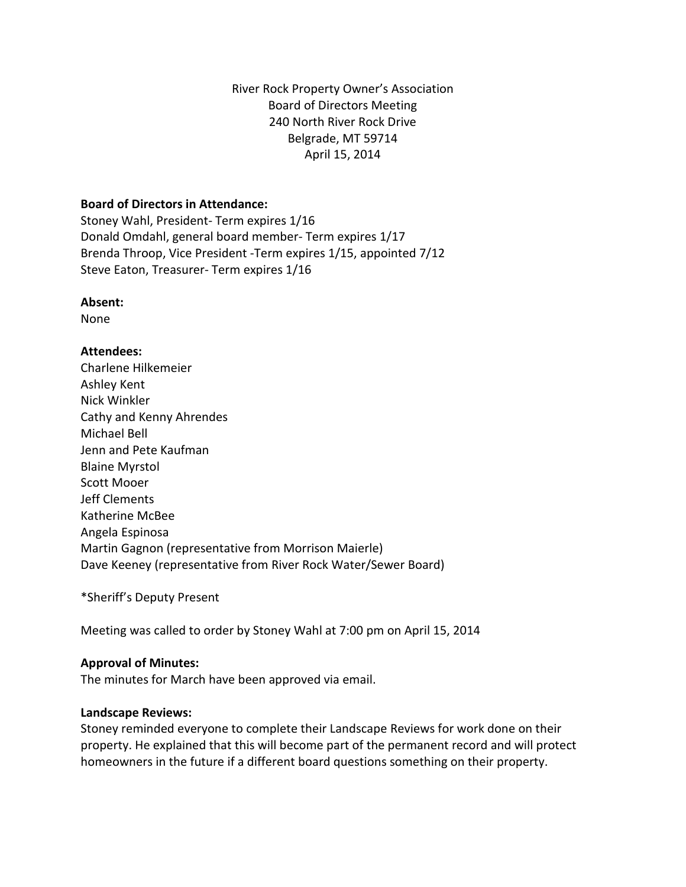River Rock Property Owner's Association
Board of Directors Meeting
240 North River Rock Drive
Belgrade, MT 59714
April 15, 2014

**Board of Directors in Attendance:**
Stoney Wahl, President- Term expires 1/16
Donald Omdahl, general board member- Term expires 1/17
Brenda Throop, Vice President -Term expires 1/15, appointed 7/12
Steve Eaton, Treasurer- Term expires 1/16

**Absent:**
None

**Attendees:**
Charlene Hilkemeier
Ashley Kent
Nick Winkler
Cathy and Kenny Ahrendes
Michael Bell
Jenn and Pete Kaufman
Blaine Myrstol
Scott Mooer
Jeff Clements
Katherine McBee
Angela Espinosa
Martin Gagnon (representative from Morrison Maierle)
Dave Keeney (representative from River Rock Water/Sewer Board)

*Sheriff's Deputy Present

Meeting was called to order by Stoney Wahl at 7:00 pm on April 15, 2014

**Approval of Minutes:**
The minutes for March have been approved via email.

**Landscape Reviews:**
Stoney reminded everyone to complete their Landscape Reviews for work done on their property. He explained that this will become part of the permanent record and will protect homeowners in the future if a different board questions something on their property.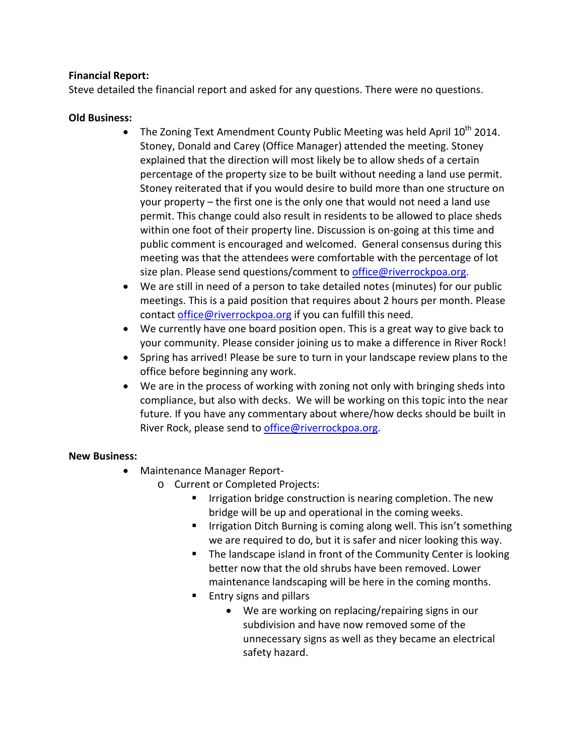**Financial Report:**
Steve detailed the financial report and asked for any questions. There were no questions.

**Old Business:**

- The Zoning Text Amendment County Public Meeting was held April 10th 2014. Stoney, Donald and Carey (Office Manager) attended the meeting. Stoney explained that the direction will most likely be to allow sheds of a certain percentage of the property size to be built without needing a land use permit. Stoney reiterated that if you would desire to build more than one structure on your property – the first one is the only one that would not need a land use permit. This change could also result in residents to be allowed to place sheds within one foot of their property line. Discussion is on-going at this time and public comment is encouraged and welcomed. General consensus during this meeting was that the attendees were comfortable with the percentage of lot size plan. Please send questions/comment to office@riverrockpoa.org.
- We are still in need of a person to take detailed notes (minutes) for our public meetings. This is a paid position that requires about 2 hours per month. Please contact office@riverrockpoa.org if you can fulfill this need.
- We currently have one board position open. This is a great way to give back to your community. Please consider joining us to make a difference in River Rock!
- Spring has arrived! Please be sure to turn in your landscape review plans to the office before beginning any work.
- We are in the process of working with zoning not only with bringing sheds into compliance, but also with decks. We will be working on this topic into the near future. If you have any commentary about where/how decks should be built in River Rock, please send to office@riverrockpoa.org.

**New Business:**

- Maintenance Manager Report-
  - Current or Completed Projects:
    - Irrigation bridge construction is nearing completion. The new bridge will be up and operational in the coming weeks.
    - Irrigation Ditch Burning is coming along well. This isn't something we are required to do, but it is safer and nicer looking this way.
    - The landscape island in front of the Community Center is looking better now that the old shrubs have been removed. Lower maintenance landscaping will be here in the coming months.
    - Entry signs and pillars
      - We are working on replacing/repairing signs in our subdivision and have now removed some of the unnecessary signs as well as they became an electrical safety hazard.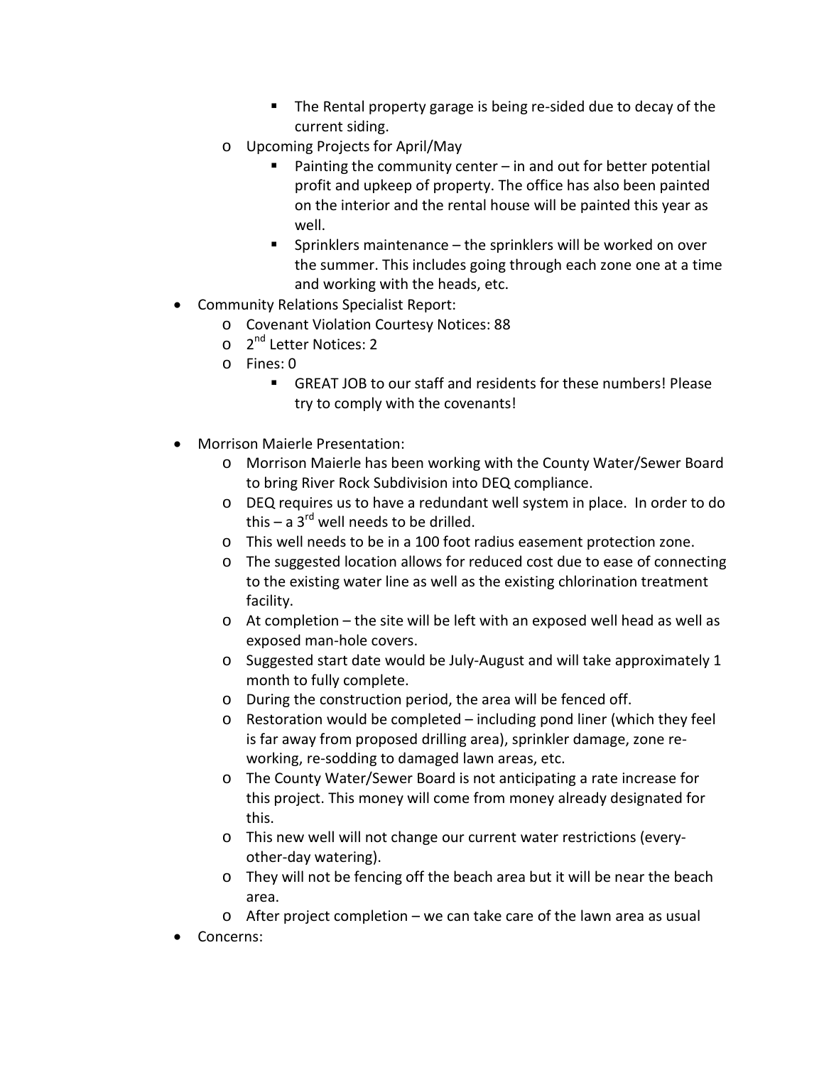- The Rental property garage is being re-sided due to decay of the current siding.
  - Upcoming Projects for April/May
      - Painting the community center – in and out for better potential profit and upkeep of property. The office has also been painted on the interior and the rental house will be painted this year as well.
      - Sprinklers maintenance – the sprinklers will be worked on over the summer. This includes going through each zone one at a time and working with the heads, etc.
- Community Relations Specialist Report:
  - Covenant Violation Courtesy Notices: 88
  - 2nd Letter Notices: 2
  - Fines: 0
      - GREAT JOB to our staff and residents for these numbers! Please try to comply with the covenants!

- Morrison Maierle Presentation:
  - Morrison Maierle has been working with the County Water/Sewer Board to bring River Rock Subdivision into DEQ compliance.
  - DEQ requires us to have a redundant well system in place. In order to do this – a 3rd well needs to be drilled.
  - This well needs to be in a 100 foot radius easement protection zone.
  - The suggested location allows for reduced cost due to ease of connecting to the existing water line as well as the existing chlorination treatment facility.
  - At completion – the site will be left with an exposed well head as well as exposed man-hole covers.
  - Suggested start date would be July-August and will take approximately 1 month to fully complete.
  - During the construction period, the area will be fenced off.
  - Restoration would be completed – including pond liner (which they feel is far away from proposed drilling area), sprinkler damage, zone re-working, re-sodding to damaged lawn areas, etc.
  - The County Water/Sewer Board is not anticipating a rate increase for this project. This money will come from money already designated for this.
  - This new well will not change our current water restrictions (every-other-day watering).
  - They will not be fencing off the beach area but it will be near the beach area.
  - After project completion – we can take care of the lawn area as usual
- Concerns: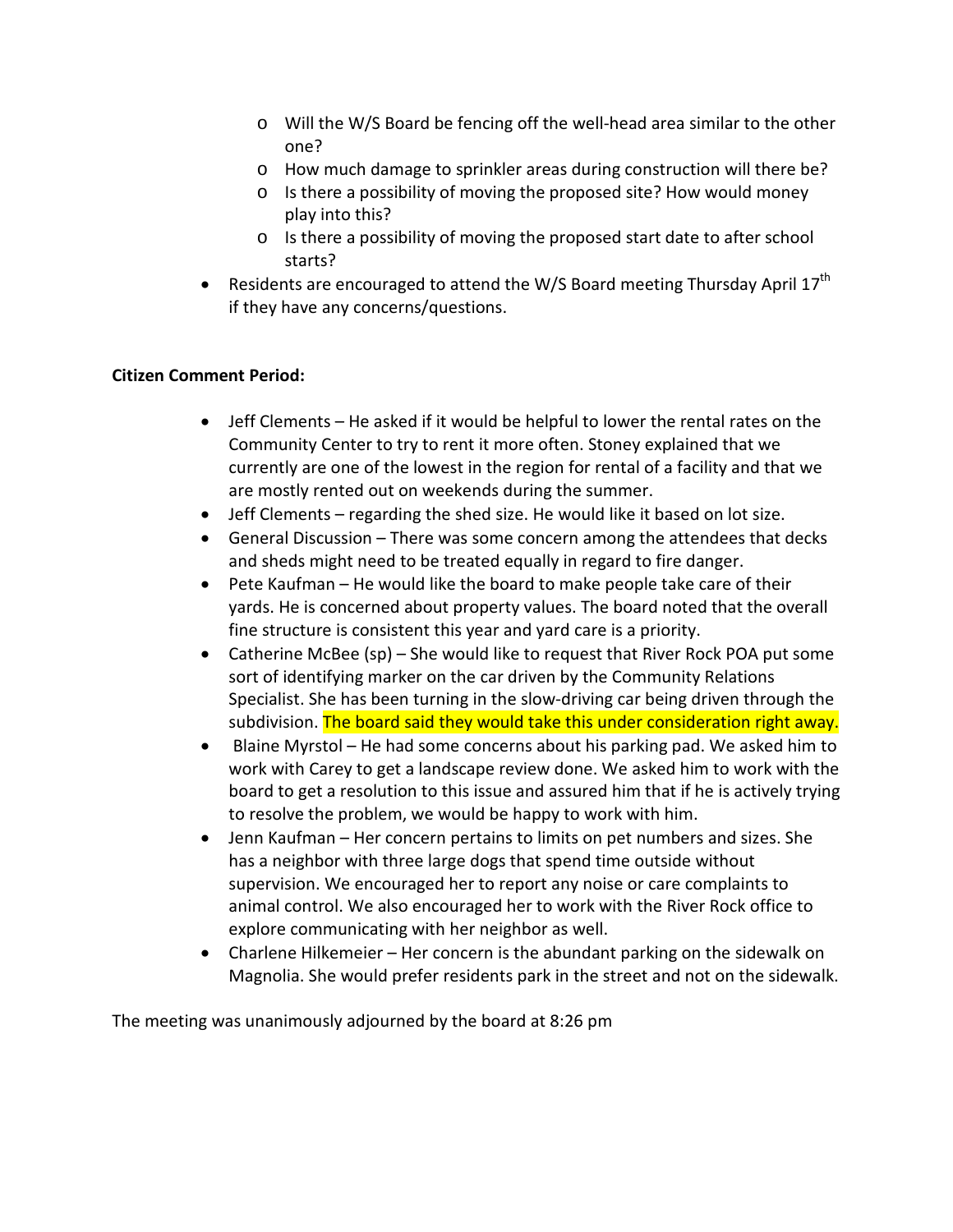- Will the W/S Board be fencing off the well-head area similar to the other one?
  - How much damage to sprinkler areas during construction will there be?
  - Is there a possibility of moving the proposed site? How would money play into this?
  - Is there a possibility of moving the proposed start date to after school starts?
- Residents are encouraged to attend the W/S Board meeting Thursday April 17th if they have any concerns/questions.

**Citizen Comment Period:**

- Jeff Clements – He asked if it would be helpful to lower the rental rates on the Community Center to try to rent it more often. Stoney explained that we currently are one of the lowest in the region for rental of a facility and that we are mostly rented out on weekends during the summer.
- Jeff Clements – regarding the shed size. He would like it based on lot size.
- General Discussion – There was some concern among the attendees that decks and sheds might need to be treated equally in regard to fire danger.
- Pete Kaufman – He would like the board to make people take care of their yards. He is concerned about property values. The board noted that the overall fine structure is consistent this year and yard care is a priority.
- Catherine McBee (sp) – She would like to request that River Rock POA put some sort of identifying marker on the car driven by the Community Relations Specialist. She has been turning in the slow-driving car being driven through the subdivision. The board said they would take this under consideration right away.
- Blaine Myrstol – He had some concerns about his parking pad. We asked him to work with Carey to get a landscape review done. We asked him to work with the board to get a resolution to this issue and assured him that if he is actively trying to resolve the problem, we would be happy to work with him.
- Jenn Kaufman – Her concern pertains to limits on pet numbers and sizes. She has a neighbor with three large dogs that spend time outside without supervision. We encouraged her to report any noise or care complaints to animal control. We also encouraged her to work with the River Rock office to explore communicating with her neighbor as well.
- Charlene Hilkemeier – Her concern is the abundant parking on the sidewalk on Magnolia. She would prefer residents park in the street and not on the sidewalk.

The meeting was unanimously adjourned by the board at 8:26 pm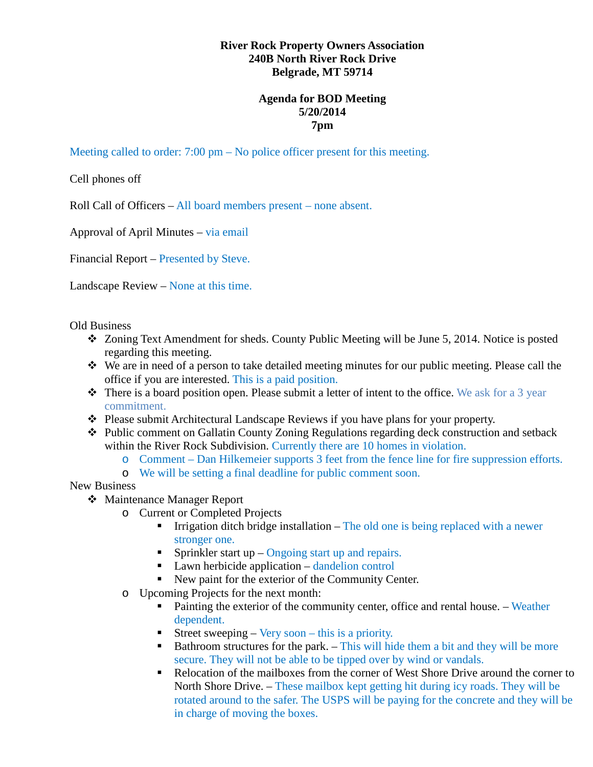**River Rock Property Owners Association**
**240B North River Rock Drive**
**Belgrade, MT 59714**

**Agenda for BOD Meeting**
**5/20/2014**
**7pm**

Meeting called to order: 7:00 pm – No police officer present for this meeting.

Cell phones off

Roll Call of Officers – All board members present – none absent.

Approval of April Minutes – via email

Financial Report – Presented by Steve.

Landscape Review – None at this time.

Old Business

- Zoning Text Amendment for sheds. County Public Meeting will be June 5, 2014. Notice is posted regarding this meeting.
- We are in need of a person to take detailed meeting minutes for our public meeting. Please call the office if you are interested. This is a paid position.
- There is a board position open. Please submit a letter of intent to the office. We ask for a 3 year commitment.
- Please submit Architectural Landscape Reviews if you have plans for your property.
- Public comment on Gallatin County Zoning Regulations regarding deck construction and setback within the River Rock Subdivision. Currently there are 10 homes in violation.
    - Comment – Dan Hilkemeier supports 3 feet from the fence line for fire suppression efforts.
    - We will be setting a final deadline for public comment soon.

New Business

- Maintenance Manager Report
    - Current or Completed Projects
        - Irrigation ditch bridge installation – The old one is being replaced with a newer stronger one.
        - Sprinkler start up – Ongoing start up and repairs.
        - Lawn herbicide application – dandelion control
        - New paint for the exterior of the Community Center.
    - Upcoming Projects for the next month:
        - Painting the exterior of the community center, office and rental house. – Weather dependent.
        - Street sweeping – Very soon – this is a priority.
        - Bathroom structures for the park. – This will hide them a bit and they will be more secure. They will not be able to be tipped over by wind or vandals.
        - Relocation of the mailboxes from the corner of West Shore Drive around the corner to North Shore Drive. – These mailbox kept getting hit during icy roads. They will be rotated around to the safer. The USPS will be paying for the concrete and they will be in charge of moving the boxes.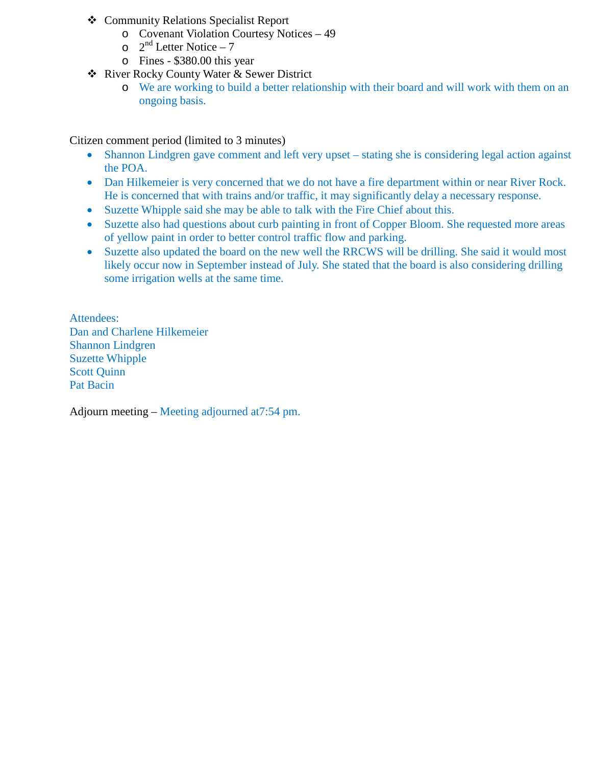- Community Relations Specialist Report
  - Covenant Violation Courtesy Notices – 49
  - 2nd Letter Notice – 7
  - Fines - $380.00 this year
- River Rocky County Water & Sewer District
  - We are working to build a better relationship with their board and will work with them on an ongoing basis.

Citizen comment period (limited to 3 minutes)

- Shannon Lindgren gave comment and left very upset – stating she is considering legal action against the POA.
- Dan Hilkemeier is very concerned that we do not have a fire department within or near River Rock. He is concerned that with trains and/or traffic, it may significantly delay a necessary response.
- Suzette Whipple said she may be able to talk with the Fire Chief about this.
- Suzette also had questions about curb painting in front of Copper Bloom. She requested more areas of yellow paint in order to better control traffic flow and parking.
- Suzette also updated the board on the new well the RRCWS will be drilling. She said it would most likely occur now in September instead of July. She stated that the board is also considering drilling some irrigation wells at the same time.

Attendees:
Dan and Charlene Hilkemeier
Shannon Lindgren
Suzette Whipple
Scott Quinn
Pat Bacin

Adjourn meeting – Meeting adjourned at7:54 pm.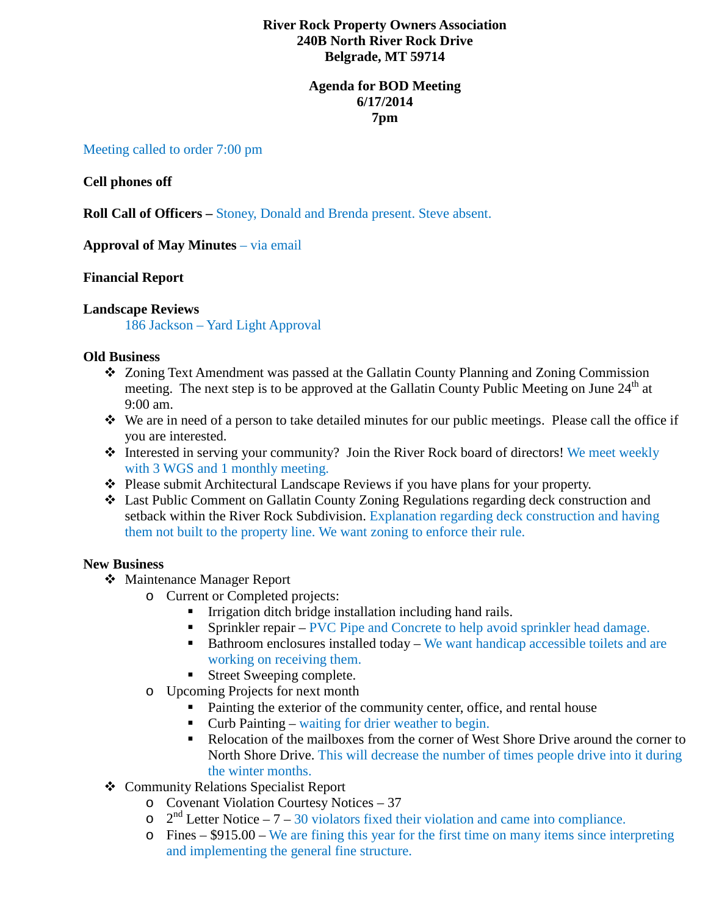**River Rock Property Owners Association**
**240B North River Rock Drive**
**Belgrade, MT 59714**

**Agenda for BOD Meeting**
**6/17/2014**
**7pm**

Meeting called to order 7:00 pm

**Cell phones off**

**Roll Call of Officers –** Stoney, Donald and Brenda present. Steve absent.

**Approval of May Minutes** – via email

**Financial Report**

**Landscape Reviews**

186 Jackson – Yard Light Approval

**Old Business**

- Zoning Text Amendment was passed at the Gallatin County Planning and Zoning Commission meeting. The next step is to be approved at the Gallatin County Public Meeting on June 24th at 9:00 am.
- We are in need of a person to take detailed minutes for our public meetings. Please call the office if you are interested.
- Interested in serving your community? Join the River Rock board of directors! We meet weekly with 3 WGS and 1 monthly meeting.
- Please submit Architectural Landscape Reviews if you have plans for your property.
- Last Public Comment on Gallatin County Zoning Regulations regarding deck construction and setback within the River Rock Subdivision. Explanation regarding deck construction and having them not built to the property line. We want zoning to enforce their rule.

**New Business**

- Maintenance Manager Report
  - Current or Completed projects:
    - Irrigation ditch bridge installation including hand rails.
    - Sprinkler repair – PVC Pipe and Concrete to help avoid sprinkler head damage.
    - Bathroom enclosures installed today – We want handicap accessible toilets and are working on receiving them.
    - Street Sweeping complete.
  - Upcoming Projects for next month
    - Painting the exterior of the community center, office, and rental house
    - Curb Painting – waiting for drier weather to begin.
    - Relocation of the mailboxes from the corner of West Shore Drive around the corner to North Shore Drive. This will decrease the number of times people drive into it during the winter months.
- Community Relations Specialist Report
  - Covenant Violation Courtesy Notices – 37
  - 2nd Letter Notice – 7 – 30 violators fixed their violation and came into compliance.
  - Fines – $915.00 – We are fining this year for the first time on many items since interpreting and implementing the general fine structure.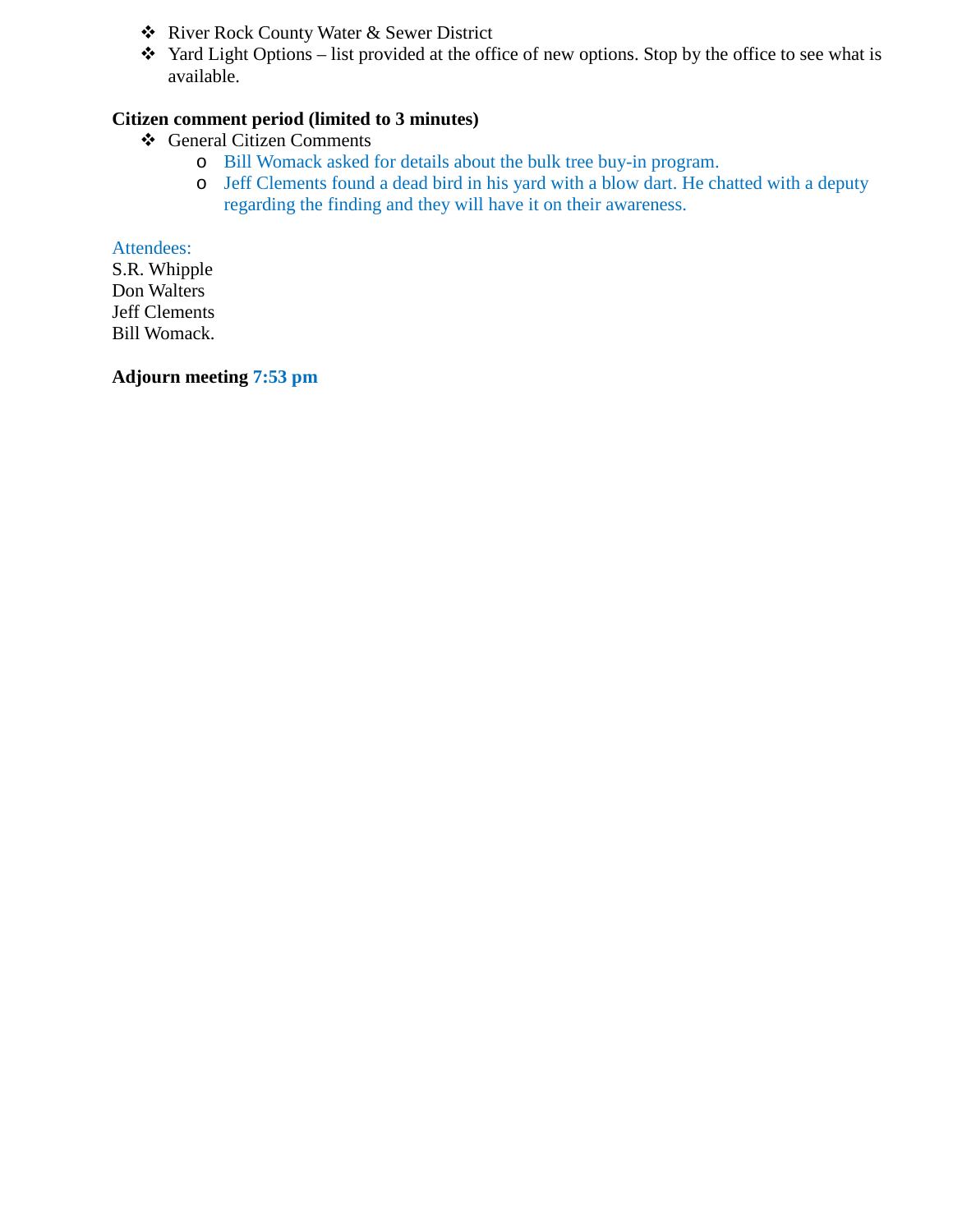- River Rock County Water & Sewer District
- Yard Light Options – list provided at the office of new options. Stop by the office to see what is available.

**Citizen comment period (limited to 3 minutes)**

- General Citizen Comments
  - Bill Womack asked for details about the bulk tree buy-in program.
  - Jeff Clements found a dead bird in his yard with a blow dart. He chatted with a deputy regarding the finding and they will have it on their awareness.

Attendees:
S.R. Whipple
Don Walters
Jeff Clements
Bill Womack.

**Adjourn meeting 7:53 pm**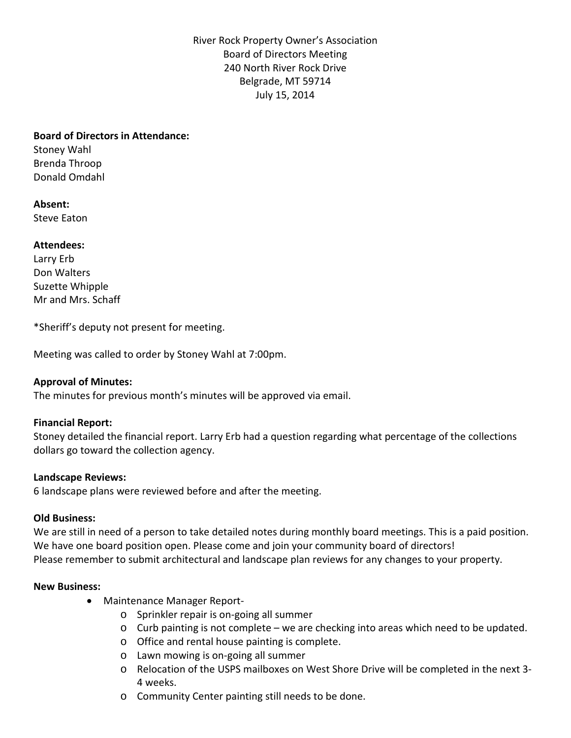River Rock Property Owner's Association
Board of Directors Meeting
240 North River Rock Drive
Belgrade, MT 59714
July 15, 2014

**Board of Directors in Attendance:**
Stoney Wahl
Brenda Throop
Donald Omdahl

**Absent:**
Steve Eaton

**Attendees:**
Larry Erb
Don Walters
Suzette Whipple
Mr and Mrs. Schaff

*Sheriff's deputy not present for meeting.

Meeting was called to order by Stoney Wahl at 7:00pm.

**Approval of Minutes:**
The minutes for previous month's minutes will be approved via email.

**Financial Report:**
Stoney detailed the financial report. Larry Erb had a question regarding what percentage of the collections dollars go toward the collection agency.

**Landscape Reviews:**
6 landscape plans were reviewed before and after the meeting.

**Old Business:**
We are still in need of a person to take detailed notes during monthly board meetings. This is a paid position.
We have one board position open. Please come and join your community board of directors!
Please remember to submit architectural and landscape plan reviews for any changes to your property.

**New Business:**

- Maintenance Manager Report-
  - Sprinkler repair is on-going all summer
  - Curb painting is not complete – we are checking into areas which need to be updated.
  - Office and rental house painting is complete.
  - Lawn mowing is on-going all summer
  - Relocation of the USPS mailboxes on West Shore Drive will be completed in the next 3-4 weeks.
  - Community Center painting still needs to be done.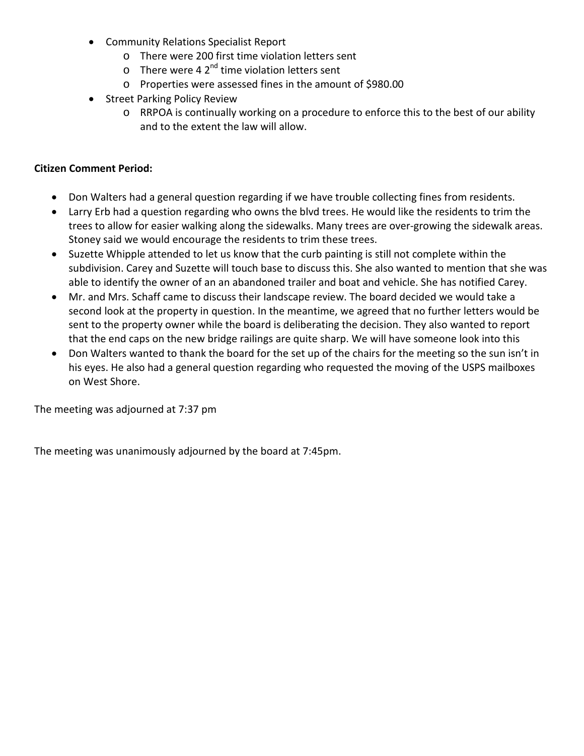- Community Relations Specialist Report
  - There were 200 first time violation letters sent
  - There were 4 2nd time violation letters sent
  - Properties were assessed fines in the amount of $980.00
- Street Parking Policy Review
  - RRPOA is continually working on a procedure to enforce this to the best of our ability and to the extent the law will allow.

**Citizen Comment Period:**

- Don Walters had a general question regarding if we have trouble collecting fines from residents.
- Larry Erb had a question regarding who owns the blvd trees. He would like the residents to trim the trees to allow for easier walking along the sidewalks. Many trees are over-growing the sidewalk areas. Stoney said we would encourage the residents to trim these trees.
- Suzette Whipple attended to let us know that the curb painting is still not complete within the subdivision. Carey and Suzette will touch base to discuss this. She also wanted to mention that she was able to identify the owner of an an abandoned trailer and boat and vehicle. She has notified Carey.
- Mr. and Mrs. Schaff came to discuss their landscape review. The board decided we would take a second look at the property in question. In the meantime, we agreed that no further letters would be sent to the property owner while the board is deliberating the decision. They also wanted to report that the end caps on the new bridge railings are quite sharp. We will have someone look into this
- Don Walters wanted to thank the board for the set up of the chairs for the meeting so the sun isn't in his eyes. He also had a general question regarding who requested the moving of the USPS mailboxes on West Shore.

The meeting was adjourned at 7:37 pm

The meeting was unanimously adjourned by the board at 7:45pm.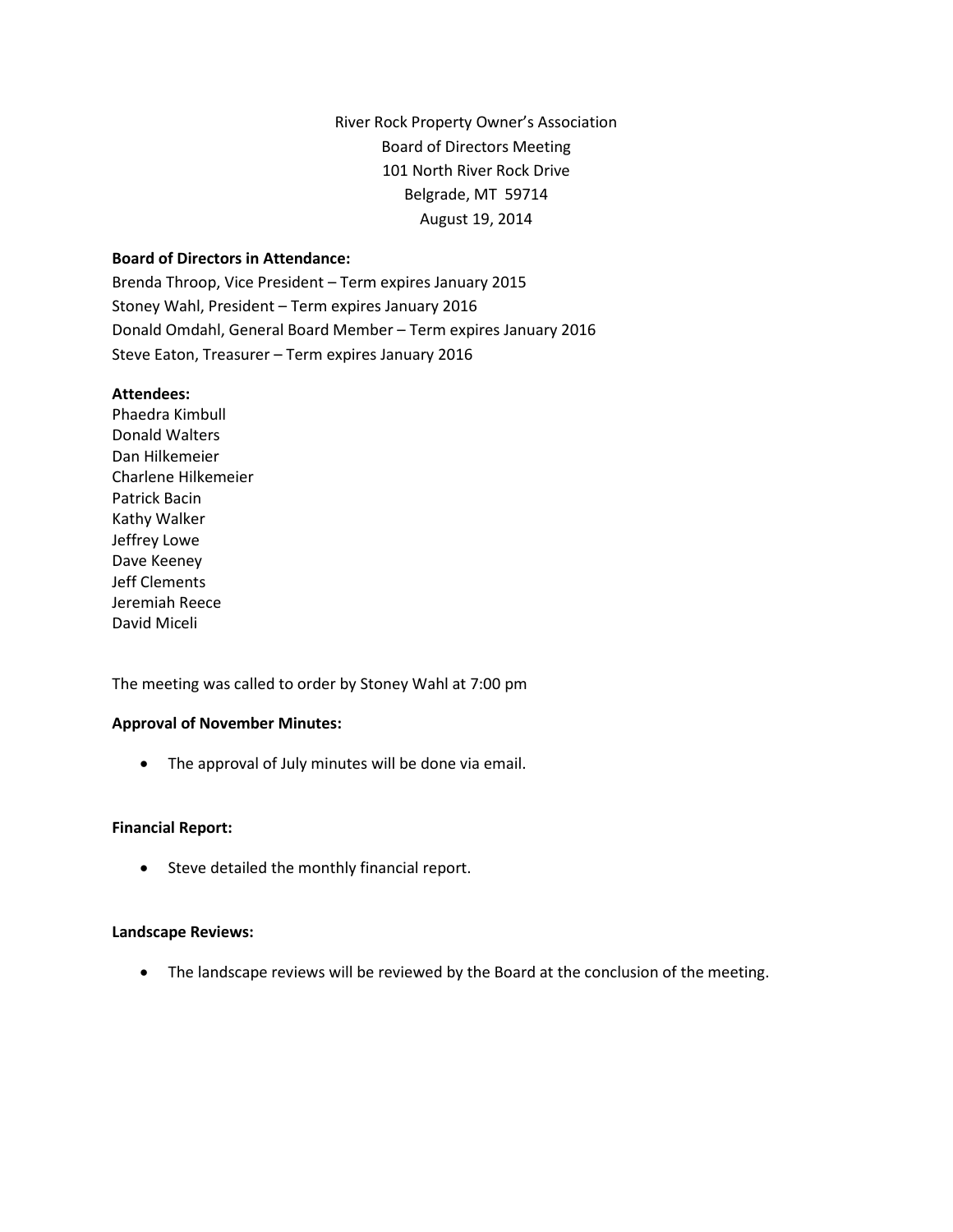River Rock Property Owner's Association
Board of Directors Meeting
101 North River Rock Drive
Belgrade, MT 59714
August 19, 2014

**Board of Directors in Attendance:**
Brenda Throop, Vice President – Term expires January 2015
Stoney Wahl, President – Term expires January 2016
Donald Omdahl, General Board Member – Term expires January 2016
Steve Eaton, Treasurer – Term expires January 2016

**Attendees:**
Phaedra Kimbull
Donald Walters
Dan Hilkemeier
Charlene Hilkemeier
Patrick Bacin
Kathy Walker
Jeffrey Lowe
Dave Keeney
Jeff Clements
Jeremiah Reece
David Miceli

The meeting was called to order by Stoney Wahl at 7:00 pm

**Approval of November Minutes:**

- The approval of July minutes will be done via email.

**Financial Report:**

- Steve detailed the monthly financial report.

**Landscape Reviews:**

- The landscape reviews will be reviewed by the Board at the conclusion of the meeting.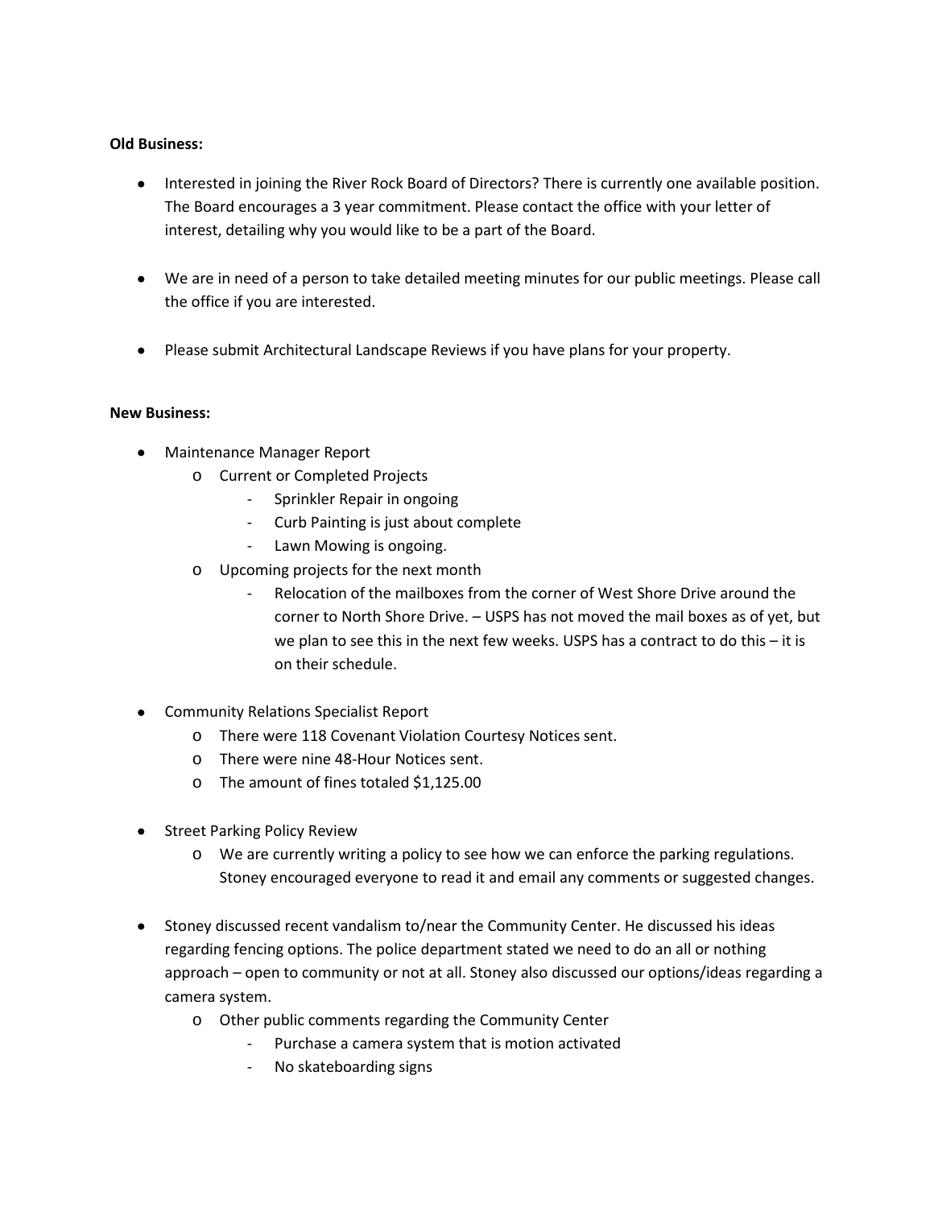**Old Business:**

- Interested in joining the River Rock Board of Directors? There is currently one available position. The Board encourages a 3 year commitment. Please contact the office with your letter of interest, detailing why you would like to be a part of the Board.

- We are in need of a person to take detailed meeting minutes for our public meetings. Please call the office if you are interested.

- Please submit Architectural Landscape Reviews if you have plans for your property.

**New Business:**

- Maintenance Manager Report
    - Current or Completed Projects
        - Sprinkler Repair in ongoing
        - Curb Painting is just about complete
        - Lawn Mowing is ongoing.
    - Upcoming projects for the next month
        - Relocation of the mailboxes from the corner of West Shore Drive around the corner to North Shore Drive. – USPS has not moved the mail boxes as of yet, but we plan to see this in the next few weeks. USPS has a contract to do this – it is on their schedule.

- Community Relations Specialist Report
    - There were 118 Covenant Violation Courtesy Notices sent.
    - There were nine 48-Hour Notices sent.
    - The amount of fines totaled $1,125.00

- Street Parking Policy Review
    - We are currently writing a policy to see how we can enforce the parking regulations. Stoney encouraged everyone to read it and email any comments or suggested changes.

- Stoney discussed recent vandalism to/near the Community Center. He discussed his ideas regarding fencing options. The police department stated we need to do an all or nothing approach – open to community or not at all. Stoney also discussed our options/ideas regarding a camera system.
    - Other public comments regarding the Community Center
        - Purchase a camera system that is motion activated
        - No skateboarding signs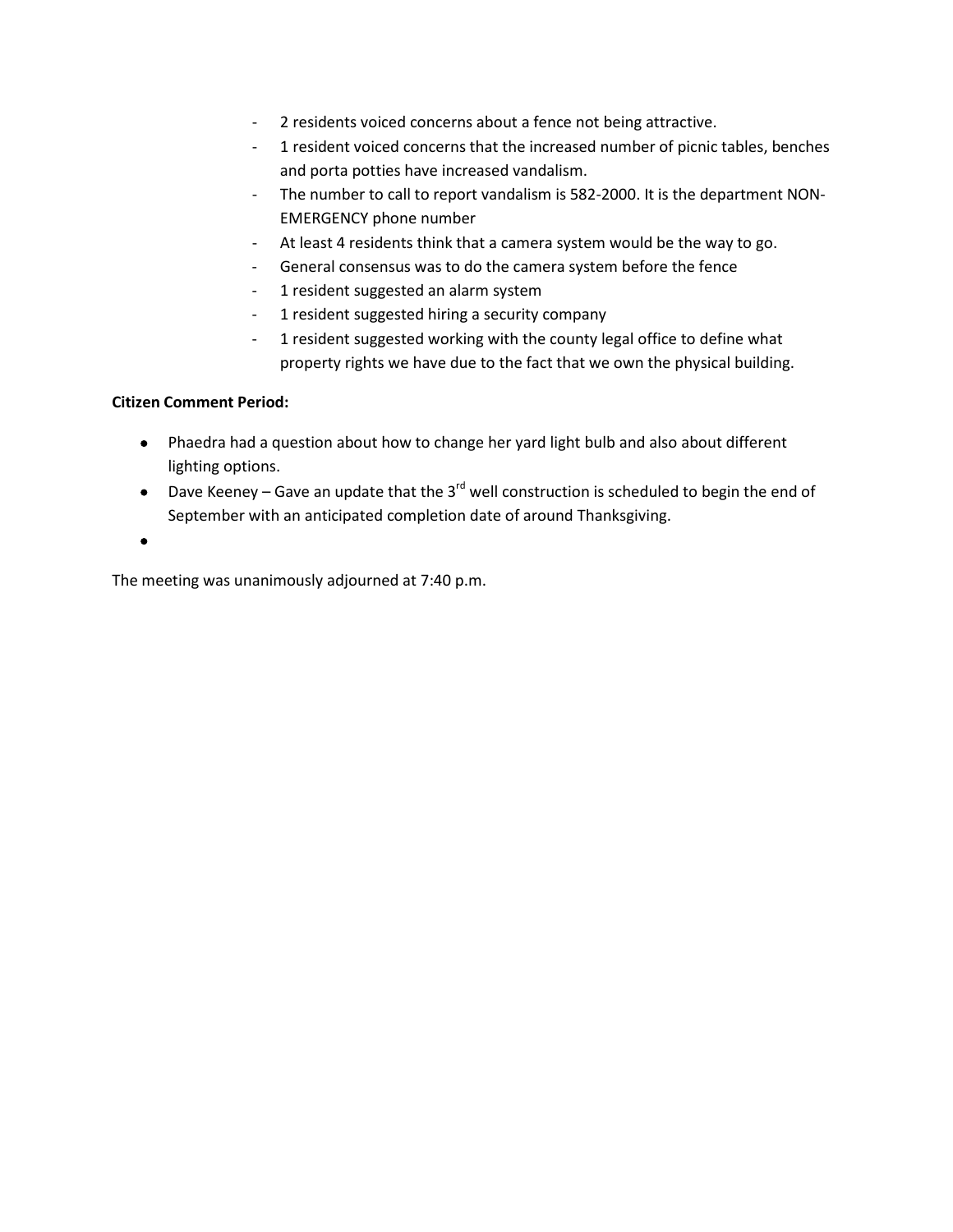- 2 residents voiced concerns about a fence not being attractive.
- 1 resident voiced concerns that the increased number of picnic tables, benches and porta potties have increased vandalism.
- The number to call to report vandalism is 582-2000. It is the department NON-EMERGENCY phone number
- At least 4 residents think that a camera system would be the way to go.
- General consensus was to do the camera system before the fence
- 1 resident suggested an alarm system
- 1 resident suggested hiring a security company
- 1 resident suggested working with the county legal office to define what property rights we have due to the fact that we own the physical building.

**Citizen Comment Period:**

- Phaedra had a question about how to change her yard light bulb and also about different lighting options.
- Dave Keeney – Gave an update that the 3rd well construction is scheduled to begin the end of September with an anticipated completion date of around Thanksgiving.
-

The meeting was unanimously adjourned at 7:40 p.m.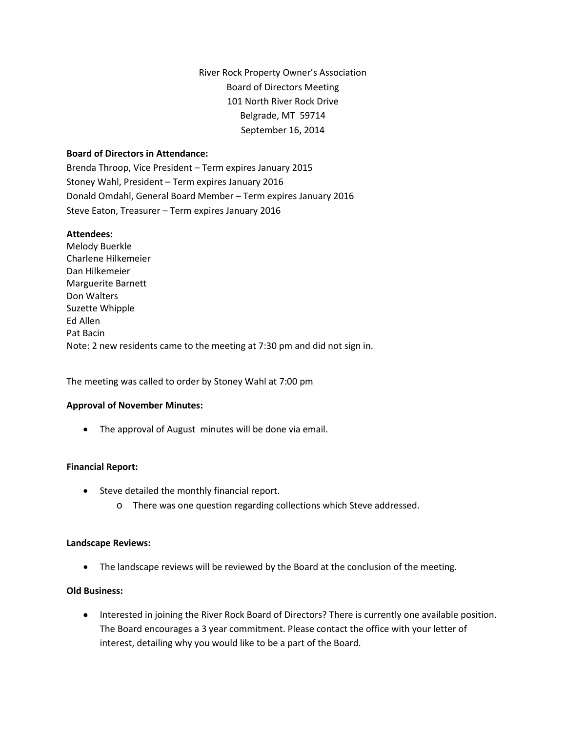River Rock Property Owner's Association
Board of Directors Meeting
101 North River Rock Drive
Belgrade, MT 59714
September 16, 2014

**Board of Directors in Attendance:**
Brenda Throop, Vice President – Term expires January 2015
Stoney Wahl, President – Term expires January 2016
Donald Omdahl, General Board Member – Term expires January 2016
Steve Eaton, Treasurer – Term expires January 2016

**Attendees:**
Melody Buerkle
Charlene Hilkemeier
Dan Hilkemeier
Marguerite Barnett
Don Walters
Suzette Whipple
Ed Allen
Pat Bacin
Note: 2 new residents came to the meeting at 7:30 pm and did not sign in.

The meeting was called to order by Stoney Wahl at 7:00 pm

**Approval of November Minutes:**

- The approval of August minutes will be done via email.

**Financial Report:**

- Steve detailed the monthly financial report.
    - There was one question regarding collections which Steve addressed.

**Landscape Reviews:**

- The landscape reviews will be reviewed by the Board at the conclusion of the meeting.

**Old Business:**

- Interested in joining the River Rock Board of Directors? There is currently one available position. The Board encourages a 3 year commitment. Please contact the office with your letter of interest, detailing why you would like to be a part of the Board.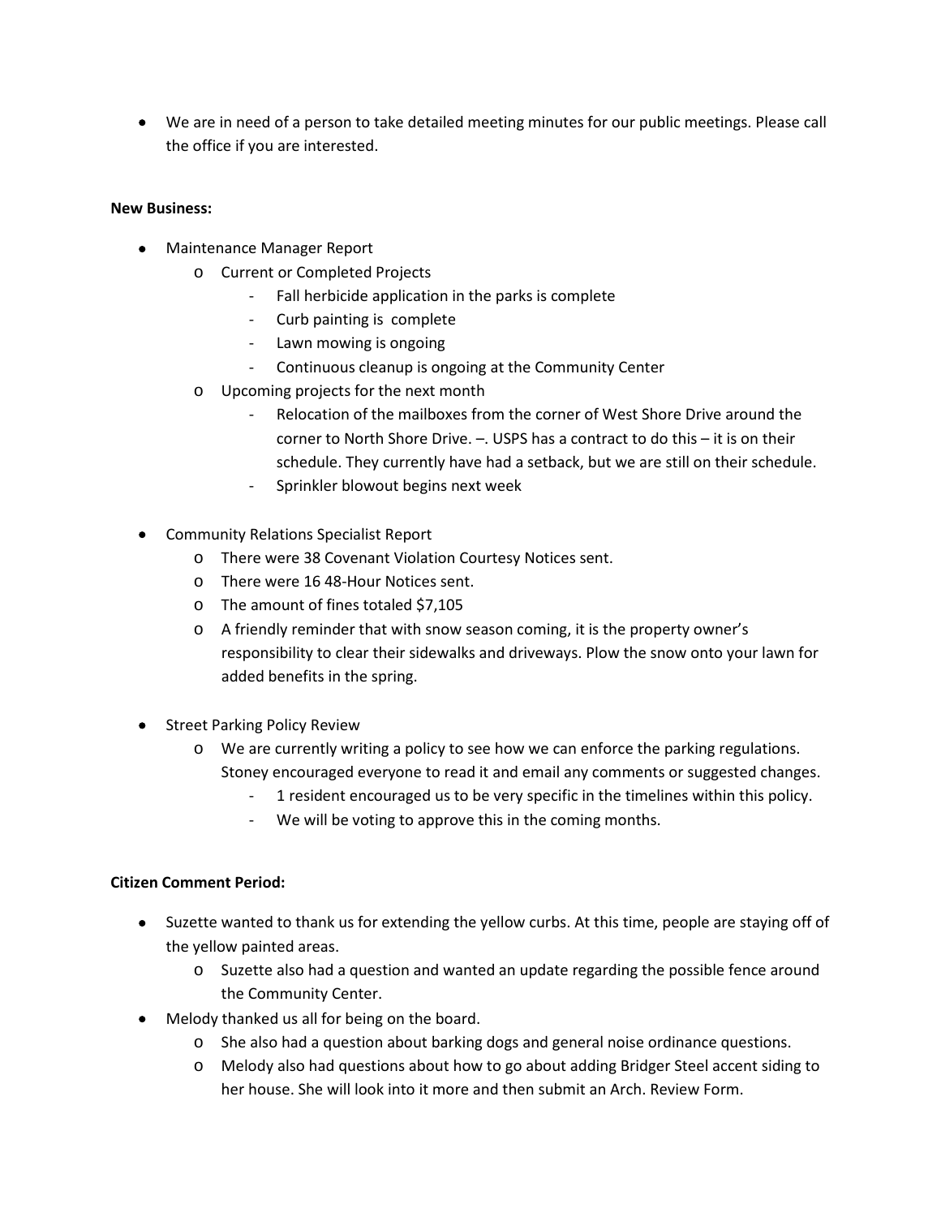- We are in need of a person to take detailed meeting minutes for our public meetings. Please call the office if you are interested.

**New Business:**

- Maintenance Manager Report
  - Current or Completed Projects
    - Fall herbicide application in the parks is complete
    - Curb painting is complete
    - Lawn mowing is ongoing
    - Continuous cleanup is ongoing at the Community Center
  - Upcoming projects for the next month
    - Relocation of the mailboxes from the corner of West Shore Drive around the corner to North Shore Drive. –. USPS has a contract to do this – it is on their schedule. They currently have had a setback, but we are still on their schedule.
    - Sprinkler blowout begins next week

- Community Relations Specialist Report
  - There were 38 Covenant Violation Courtesy Notices sent.
  - There were 16 48-Hour Notices sent.
  - The amount of fines totaled $7,105
  - A friendly reminder that with snow season coming, it is the property owner's responsibility to clear their sidewalks and driveways. Plow the snow onto your lawn for added benefits in the spring.

- Street Parking Policy Review
  - We are currently writing a policy to see how we can enforce the parking regulations. Stoney encouraged everyone to read it and email any comments or suggested changes.
    - 1 resident encouraged us to be very specific in the timelines within this policy.
    - We will be voting to approve this in the coming months.

**Citizen Comment Period:**

- Suzette wanted to thank us for extending the yellow curbs. At this time, people are staying off of the yellow painted areas.
  - Suzette also had a question and wanted an update regarding the possible fence around the Community Center.
- Melody thanked us all for being on the board.
  - She also had a question about barking dogs and general noise ordinance questions.
  - Melody also had questions about how to go about adding Bridger Steel accent siding to her house. She will look into it more and then submit an Arch. Review Form.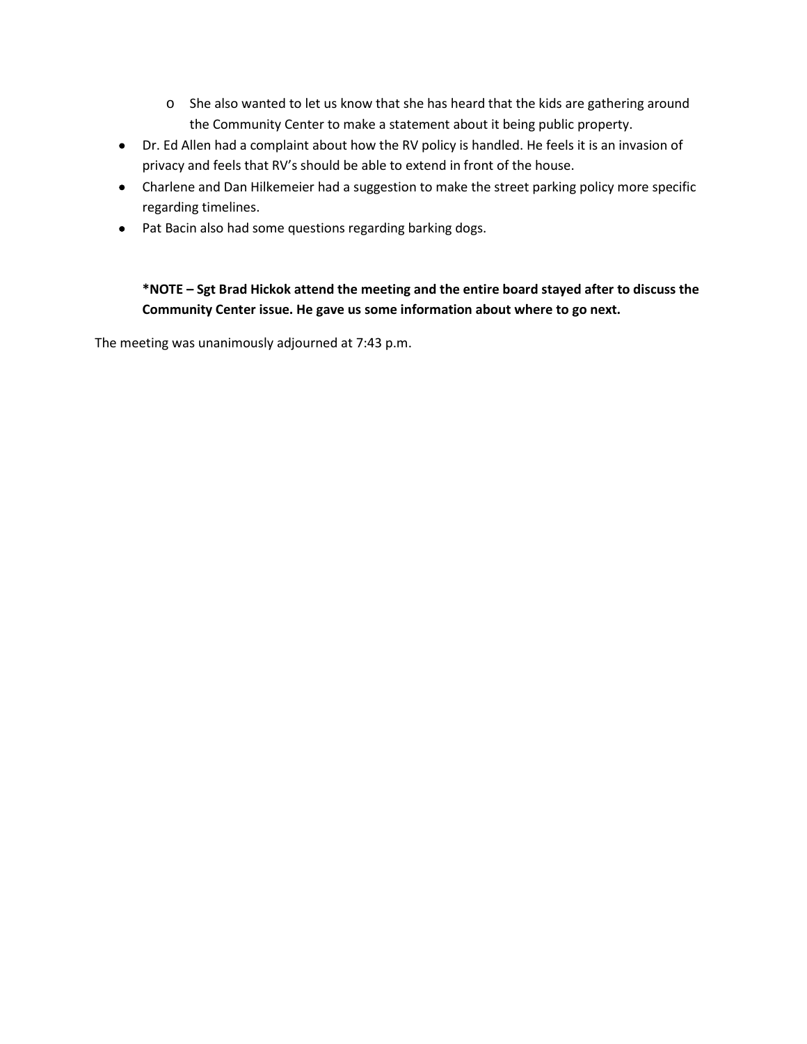- She also wanted to let us know that she has heard that the kids are gathering around the Community Center to make a statement about it being public property.
- Dr. Ed Allen had a complaint about how the RV policy is handled. He feels it is an invasion of privacy and feels that RV's should be able to extend in front of the house.
- Charlene and Dan Hilkemeier had a suggestion to make the street parking policy more specific regarding timelines.
- Pat Bacin also had some questions regarding barking dogs.

**\*NOTE – Sgt Brad Hickok attend the meeting and the entire board stayed after to discuss the Community Center issue. He gave us some information about where to go next.**

The meeting was unanimously adjourned at 7:43 p.m.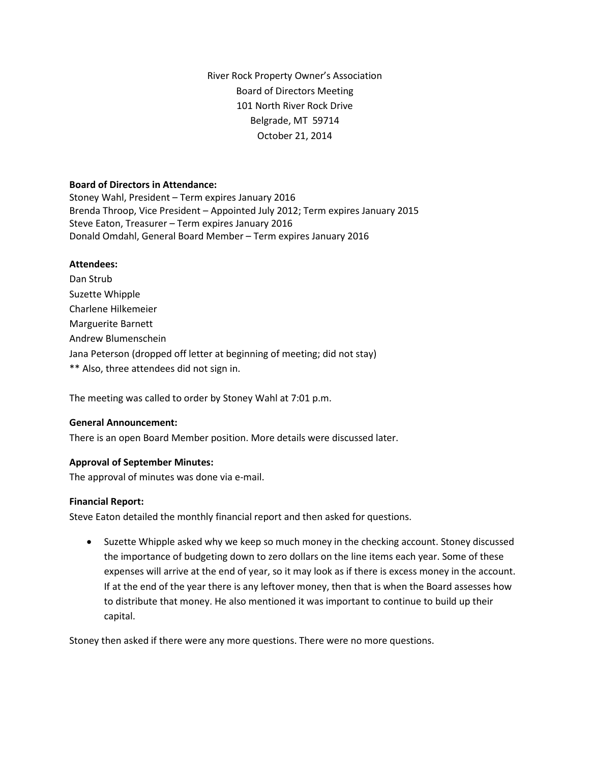River Rock Property Owner's Association
Board of Directors Meeting
101 North River Rock Drive
Belgrade, MT 59714
October 21, 2014

**Board of Directors in Attendance:**
Stoney Wahl, President – Term expires January 2016
Brenda Throop, Vice President – Appointed July 2012; Term expires January 2015
Steve Eaton, Treasurer – Term expires January 2016
Donald Omdahl, General Board Member – Term expires January 2016

**Attendees:**
Dan Strub
Suzette Whipple
Charlene Hilkemeier
Marguerite Barnett
Andrew Blumenschein
Jana Peterson (dropped off letter at beginning of meeting; did not stay)
** Also, three attendees did not sign in.

The meeting was called to order by Stoney Wahl at 7:01 p.m.

**General Announcement:**
There is an open Board Member position. More details were discussed later.

**Approval of September Minutes:**
The approval of minutes was done via e-mail.

**Financial Report:**
Steve Eaton detailed the monthly financial report and then asked for questions.

- Suzette Whipple asked why we keep so much money in the checking account. Stoney discussed the importance of budgeting down to zero dollars on the line items each year. Some of these expenses will arrive at the end of year, so it may look as if there is excess money in the account. If at the end of the year there is any leftover money, then that is when the Board assesses how to distribute that money. He also mentioned it was important to continue to build up their capital.

Stoney then asked if there were any more questions. There were no more questions.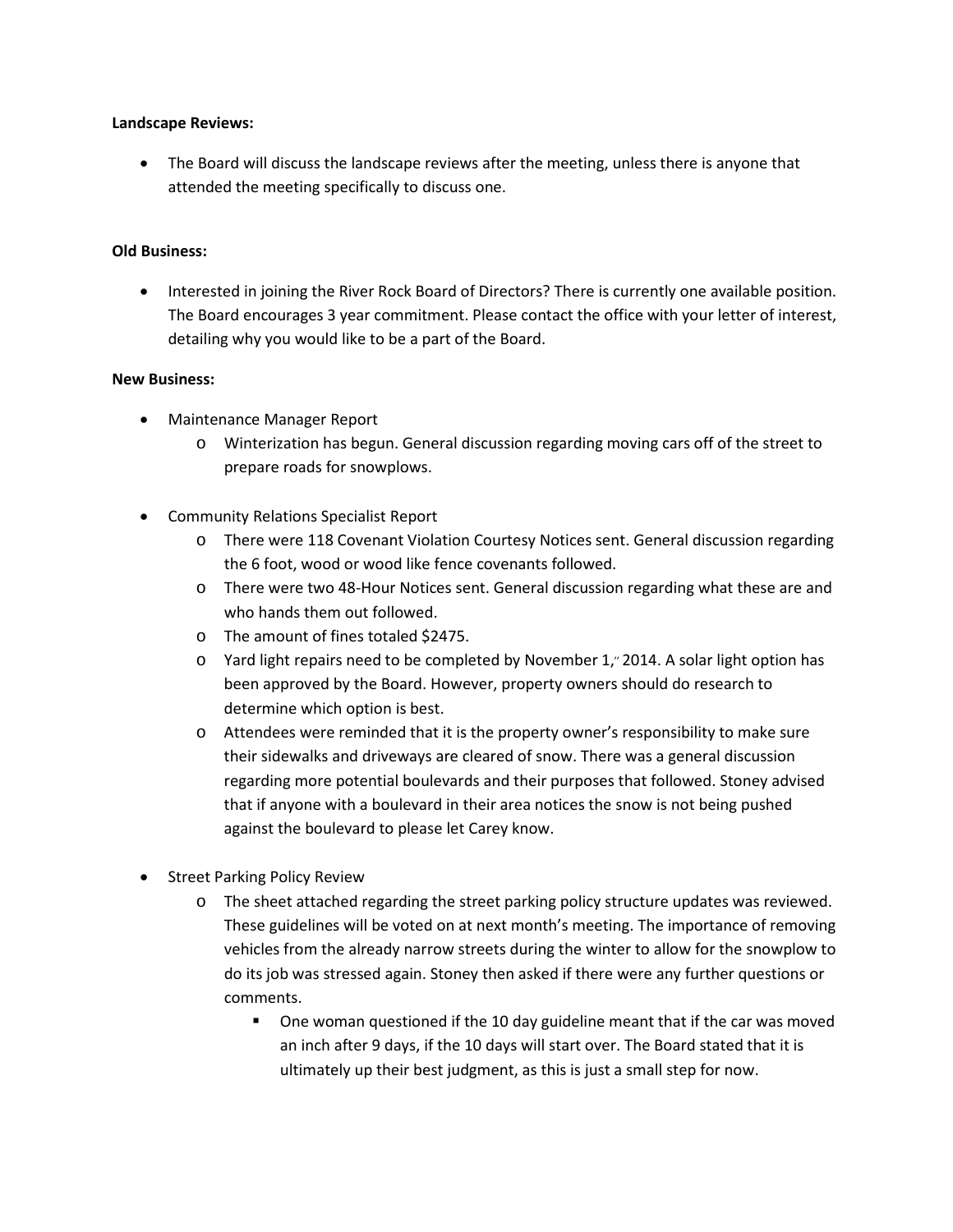**Landscape Reviews:**

- The Board will discuss the landscape reviews after the meeting, unless there is anyone that attended the meeting specifically to discuss one.

**Old Business:**

- Interested in joining the River Rock Board of Directors? There is currently one available position. The Board encourages 3 year commitment. Please contact the office with your letter of interest, detailing why you would like to be a part of the Board.

**New Business:**

- Maintenance Manager Report
  - Winterization has begun. General discussion regarding moving cars off of the street to prepare roads for snowplows.

- Community Relations Specialist Report
  - There were 118 Covenant Violation Courtesy Notices sent. General discussion regarding the 6 foot, wood or wood like fence covenants followed.
  - There were two 48-Hour Notices sent. General discussion regarding what these are and who hands them out followed.
  - The amount of fines totaled $2475.
  - Yard light repairs need to be completed by November 1," 2014. A solar light option has been approved by the Board. However, property owners should do research to determine which option is best.
  - Attendees were reminded that it is the property owner's responsibility to make sure their sidewalks and driveways are cleared of snow. There was a general discussion regarding more potential boulevards and their purposes that followed. Stoney advised that if anyone with a boulevard in their area notices the snow is not being pushed against the boulevard to please let Carey know.

- Street Parking Policy Review
  - The sheet attached regarding the street parking policy structure updates was reviewed. These guidelines will be voted on at next month's meeting. The importance of removing vehicles from the already narrow streets during the winter to allow for the snowplow to do its job was stressed again. Stoney then asked if there were any further questions or comments.
    - One woman questioned if the 10 day guideline meant that if the car was moved an inch after 9 days, if the 10 days will start over. The Board stated that it is ultimately up their best judgment, as this is just a small step for now.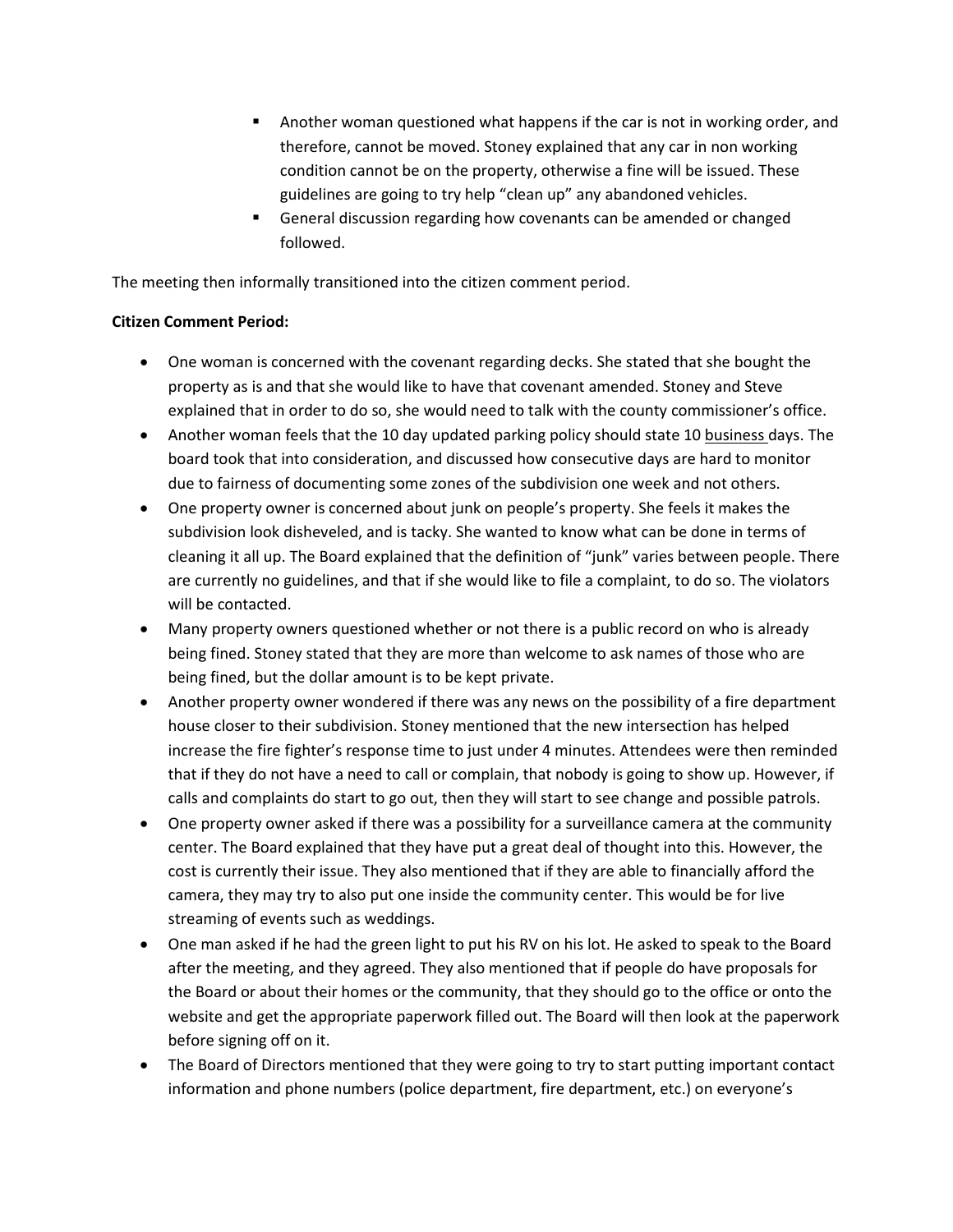- Another woman questioned what happens if the car is not in working order, and therefore, cannot be moved. Stoney explained that any car in non working condition cannot be on the property, otherwise a fine will be issued. These guidelines are going to try help "clean up" any abandoned vehicles.
- General discussion regarding how covenants can be amended or changed followed.

The meeting then informally transitioned into the citizen comment period.

**Citizen Comment Period:**

- One woman is concerned with the covenant regarding decks. She stated that she bought the property as is and that she would like to have that covenant amended. Stoney and Steve explained that in order to do so, she would need to talk with the county commissioner's office.
- Another woman feels that the 10 day updated parking policy should state 10 <u>business</u> days. The board took that into consideration, and discussed how consecutive days are hard to monitor due to fairness of documenting some zones of the subdivision one week and not others.
- One property owner is concerned about junk on people's property. She feels it makes the subdivision look disheveled, and is tacky. She wanted to know what can be done in terms of cleaning it all up. The Board explained that the definition of "junk" varies between people. There are currently no guidelines, and that if she would like to file a complaint, to do so. The violators will be contacted.
- Many property owners questioned whether or not there is a public record on who is already being fined. Stoney stated that they are more than welcome to ask names of those who are being fined, but the dollar amount is to be kept private.
- Another property owner wondered if there was any news on the possibility of a fire department house closer to their subdivision. Stoney mentioned that the new intersection has helped increase the fire fighter's response time to just under 4 minutes. Attendees were then reminded that if they do not have a need to call or complain, that nobody is going to show up. However, if calls and complaints do start to go out, then they will start to see change and possible patrols.
- One property owner asked if there was a possibility for a surveillance camera at the community center. The Board explained that they have put a great deal of thought into this. However, the cost is currently their issue. They also mentioned that if they are able to financially afford the camera, they may try to also put one inside the community center. This would be for live streaming of events such as weddings.
- One man asked if he had the green light to put his RV on his lot. He asked to speak to the Board after the meeting, and they agreed. They also mentioned that if people do have proposals for the Board or about their homes or the community, that they should go to the office or onto the website and get the appropriate paperwork filled out. The Board will then look at the paperwork before signing off on it.
- The Board of Directors mentioned that they were going to try to start putting important contact information and phone numbers (police department, fire department, etc.) on everyone's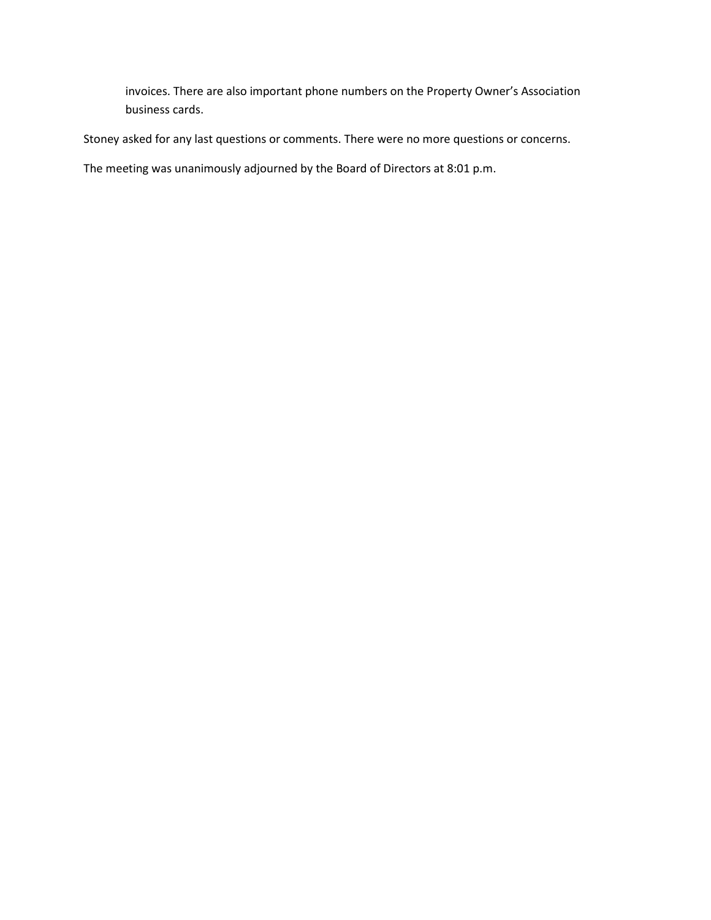invoices. There are also important phone numbers on the Property Owner's Association business cards.

Stoney asked for any last questions or comments. There were no more questions or concerns.

The meeting was unanimously adjourned by the Board of Directors at 8:01 p.m.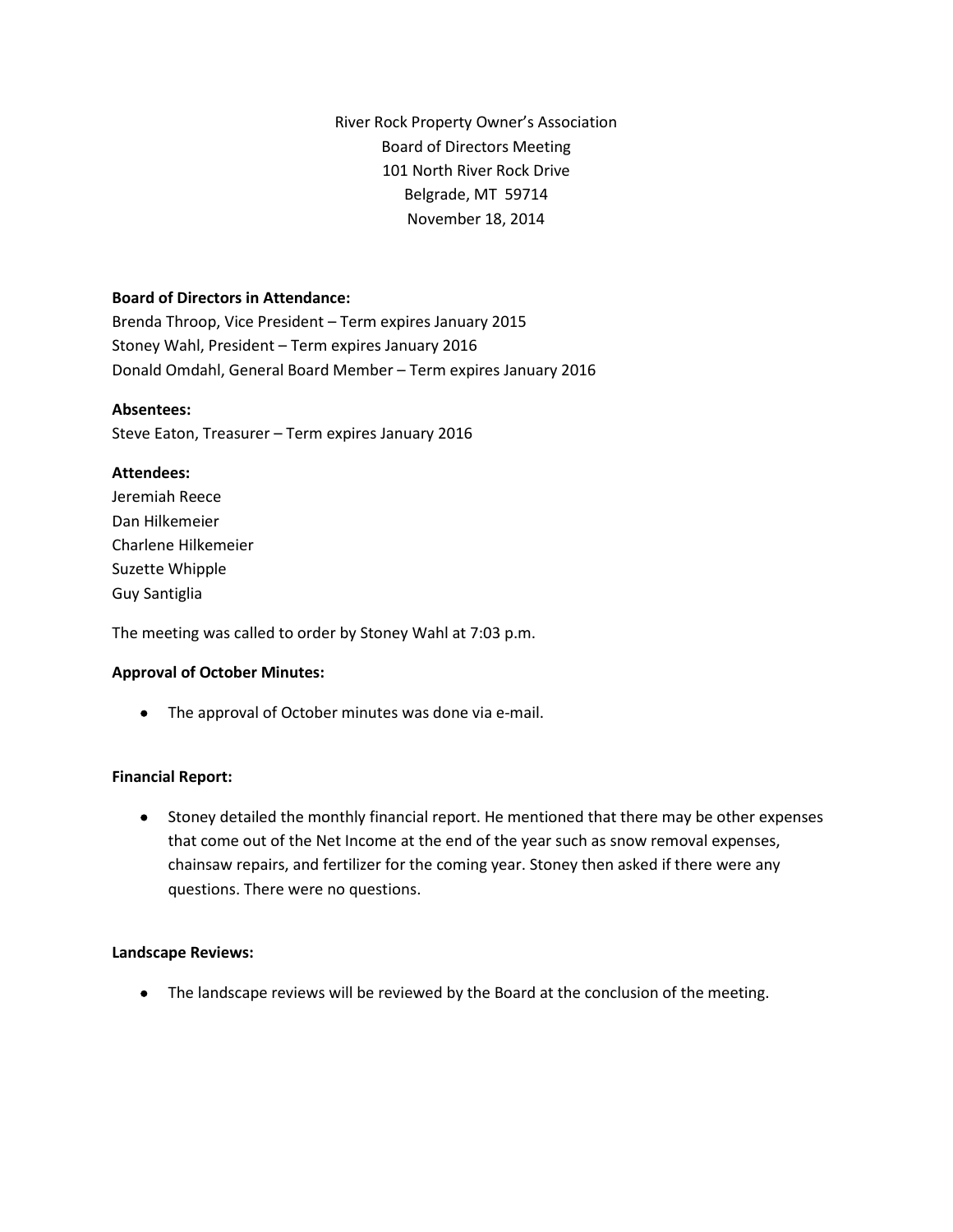River Rock Property Owner's Association
Board of Directors Meeting
101 North River Rock Drive
Belgrade, MT 59714
November 18, 2014

**Board of Directors in Attendance:**
Brenda Throop, Vice President – Term expires January 2015
Stoney Wahl, President – Term expires January 2016
Donald Omdahl, General Board Member – Term expires January 2016

**Absentees:**
Steve Eaton, Treasurer – Term expires January 2016

**Attendees:**
Jeremiah Reece
Dan Hilkemeier
Charlene Hilkemeier
Suzette Whipple
Guy Santiglia

The meeting was called to order by Stoney Wahl at 7:03 p.m.

**Approval of October Minutes:**

- The approval of October minutes was done via e-mail.

**Financial Report:**

- Stoney detailed the monthly financial report. He mentioned that there may be other expenses that come out of the Net Income at the end of the year such as snow removal expenses, chainsaw repairs, and fertilizer for the coming year. Stoney then asked if there were any questions. There were no questions.

**Landscape Reviews:**

- The landscape reviews will be reviewed by the Board at the conclusion of the meeting.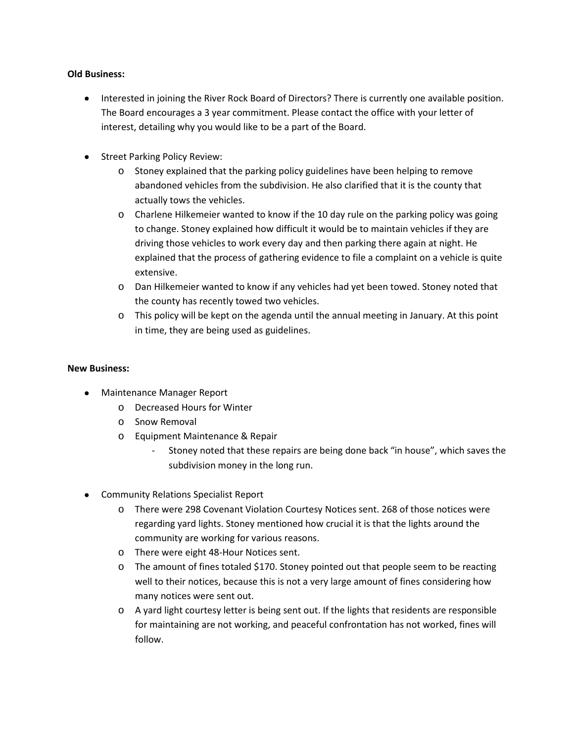**Old Business:**

- Interested in joining the River Rock Board of Directors? There is currently one available position. The Board encourages a 3 year commitment. Please contact the office with your letter of interest, detailing why you would like to be a part of the Board.

- Street Parking Policy Review:
  - Stoney explained that the parking policy guidelines have been helping to remove abandoned vehicles from the subdivision. He also clarified that it is the county that actually tows the vehicles.
  - Charlene Hilkemeier wanted to know if the 10 day rule on the parking policy was going to change. Stoney explained how difficult it would be to maintain vehicles if they are driving those vehicles to work every day and then parking there again at night. He explained that the process of gathering evidence to file a complaint on a vehicle is quite extensive.
  - Dan Hilkemeier wanted to know if any vehicles had yet been towed. Stoney noted that the county has recently towed two vehicles.
  - This policy will be kept on the agenda until the annual meeting in January. At this point in time, they are being used as guidelines.

**New Business:**

- Maintenance Manager Report
  - Decreased Hours for Winter
  - Snow Removal
  - Equipment Maintenance & Repair
    - Stoney noted that these repairs are being done back "in house", which saves the subdivision money in the long run.

- Community Relations Specialist Report
  - There were 298 Covenant Violation Courtesy Notices sent. 268 of those notices were regarding yard lights. Stoney mentioned how crucial it is that the lights around the community are working for various reasons.
  - There were eight 48-Hour Notices sent.
  - The amount of fines totaled $170. Stoney pointed out that people seem to be reacting well to their notices, because this is not a very large amount of fines considering how many notices were sent out.
  - A yard light courtesy letter is being sent out. If the lights that residents are responsible for maintaining are not working, and peaceful confrontation has not worked, fines will follow.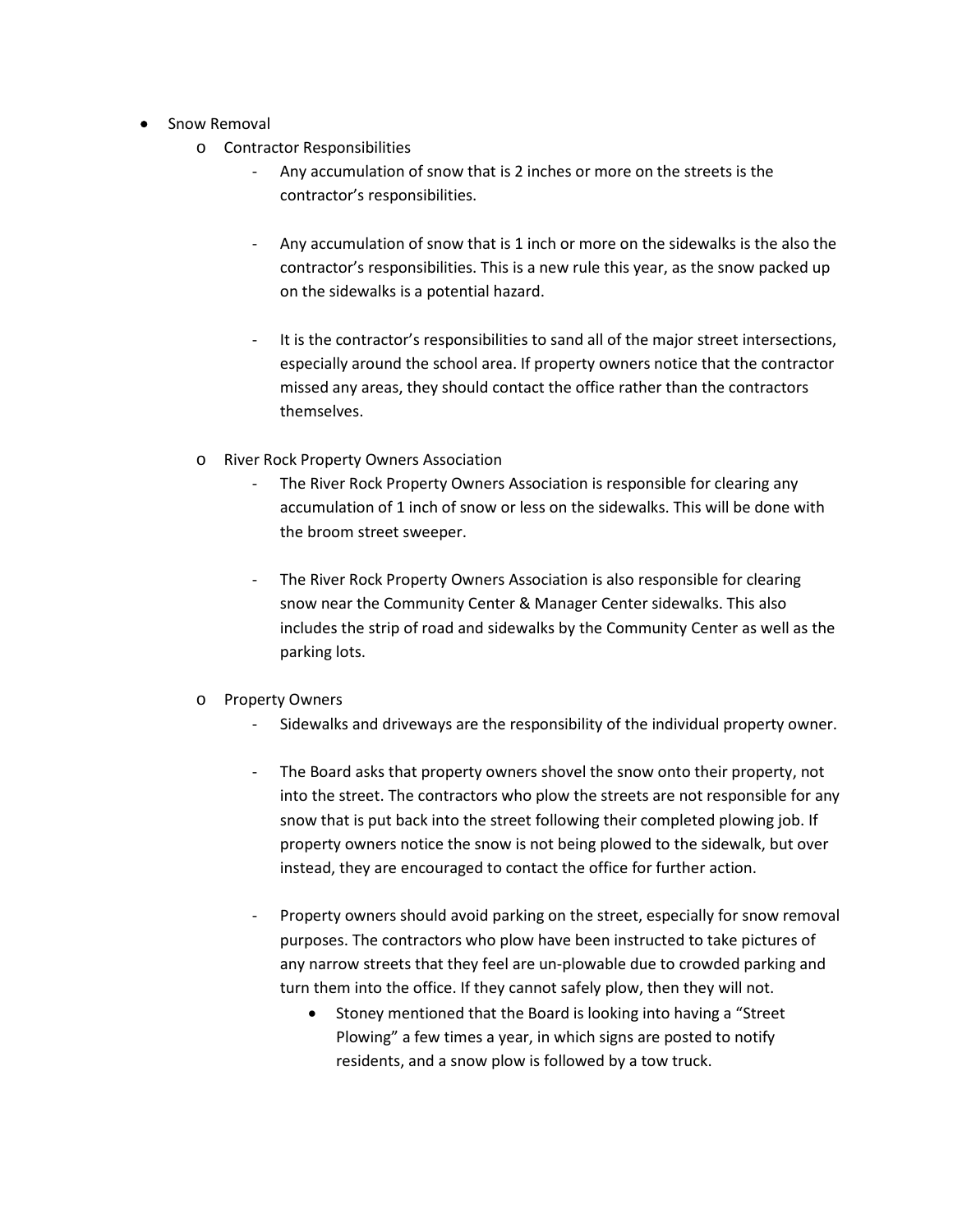- Snow Removal
  - Contractor Responsibilities
    - Any accumulation of snow that is 2 inches or more on the streets is the contractor's responsibilities.

    - Any accumulation of snow that is 1 inch or more on the sidewalks is the also the contractor's responsibilities. This is a new rule this year, as the snow packed up on the sidewalks is a potential hazard.

    - It is the contractor's responsibilities to sand all of the major street intersections, especially around the school area. If property owners notice that the contractor missed any areas, they should contact the office rather than the contractors themselves.

  - River Rock Property Owners Association
    - The River Rock Property Owners Association is responsible for clearing any accumulation of 1 inch of snow or less on the sidewalks. This will be done with the broom street sweeper.

    - The River Rock Property Owners Association is also responsible for clearing snow near the Community Center & Manager Center sidewalks. This also includes the strip of road and sidewalks by the Community Center as well as the parking lots.

  - Property Owners
    - Sidewalks and driveways are the responsibility of the individual property owner.

    - The Board asks that property owners shovel the snow onto their property, not into the street. The contractors who plow the streets are not responsible for any snow that is put back into the street following their completed plowing job. If property owners notice the snow is not being plowed to the sidewalk, but over instead, they are encouraged to contact the office for further action.

    - Property owners should avoid parking on the street, especially for snow removal purposes. The contractors who plow have been instructed to take pictures of any narrow streets that they feel are un-plowable due to crowded parking and turn them into the office. If they cannot safely plow, then they will not.
      - Stoney mentioned that the Board is looking into having a "Street Plowing" a few times a year, in which signs are posted to notify residents, and a snow plow is followed by a tow truck.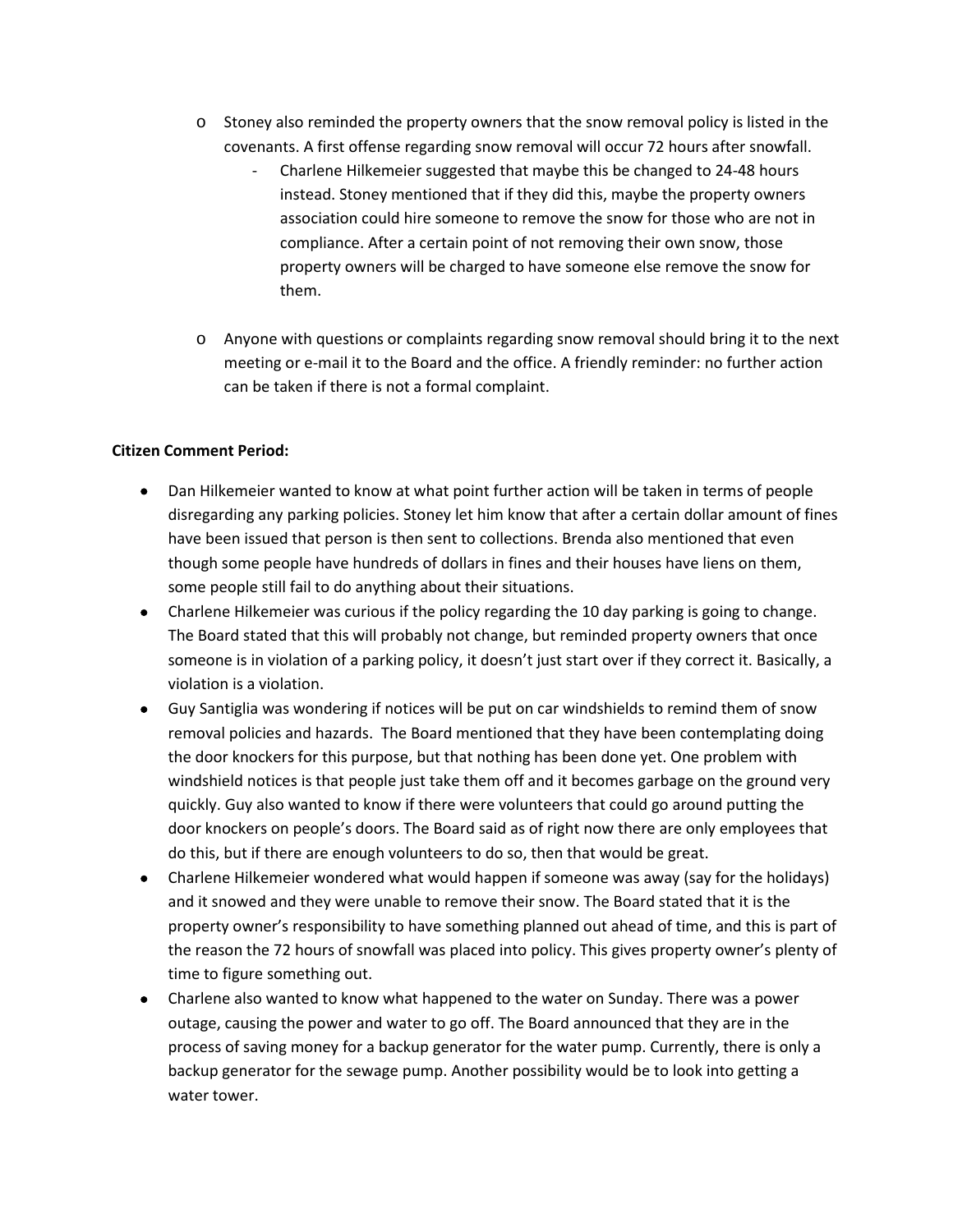- Stoney also reminded the property owners that the snow removal policy is listed in the covenants. A first offense regarding snow removal will occur 72 hours after snowfall.
  - Charlene Hilkemeier suggested that maybe this be changed to 24-48 hours instead. Stoney mentioned that if they did this, maybe the property owners association could hire someone to remove the snow for those who are not in compliance. After a certain point of not removing their own snow, those property owners will be charged to have someone else remove the snow for them.
- Anyone with questions or complaints regarding snow removal should bring it to the next meeting or e-mail it to the Board and the office. A friendly reminder: no further action can be taken if there is not a formal complaint.

**Citizen Comment Period:**

- Dan Hilkemeier wanted to know at what point further action will be taken in terms of people disregarding any parking policies. Stoney let him know that after a certain dollar amount of fines have been issued that person is then sent to collections. Brenda also mentioned that even though some people have hundreds of dollars in fines and their houses have liens on them, some people still fail to do anything about their situations.
- Charlene Hilkemeier was curious if the policy regarding the 10 day parking is going to change. The Board stated that this will probably not change, but reminded property owners that once someone is in violation of a parking policy, it doesn't just start over if they correct it. Basically, a violation is a violation.
- Guy Santiglia was wondering if notices will be put on car windshields to remind them of snow removal policies and hazards. The Board mentioned that they have been contemplating doing the door knockers for this purpose, but that nothing has been done yet. One problem with windshield notices is that people just take them off and it becomes garbage on the ground very quickly. Guy also wanted to know if there were volunteers that could go around putting the door knockers on people's doors. The Board said as of right now there are only employees that do this, but if there are enough volunteers to do so, then that would be great.
- Charlene Hilkemeier wondered what would happen if someone was away (say for the holidays) and it snowed and they were unable to remove their snow. The Board stated that it is the property owner's responsibility to have something planned out ahead of time, and this is part of the reason the 72 hours of snowfall was placed into policy. This gives property owner's plenty of time to figure something out.
- Charlene also wanted to know what happened to the water on Sunday. There was a power outage, causing the power and water to go off. The Board announced that they are in the process of saving money for a backup generator for the water pump. Currently, there is only a backup generator for the sewage pump. Another possibility would be to look into getting a water tower.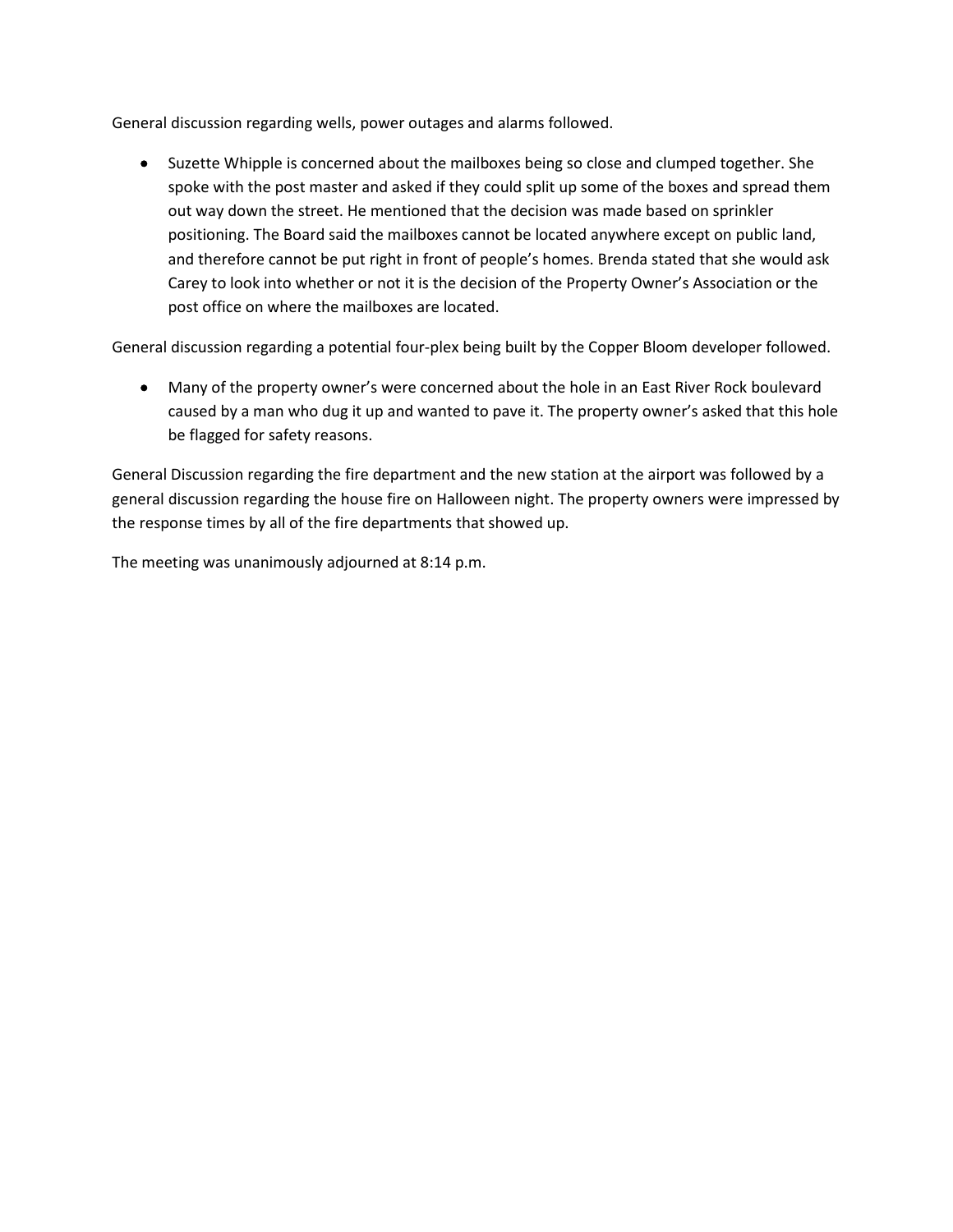General discussion regarding wells, power outages and alarms followed.

- Suzette Whipple is concerned about the mailboxes being so close and clumped together. She spoke with the post master and asked if they could split up some of the boxes and spread them out way down the street. He mentioned that the decision was made based on sprinkler positioning. The Board said the mailboxes cannot be located anywhere except on public land, and therefore cannot be put right in front of people's homes. Brenda stated that she would ask Carey to look into whether or not it is the decision of the Property Owner's Association or the post office on where the mailboxes are located.

General discussion regarding a potential four-plex being built by the Copper Bloom developer followed.

- Many of the property owner's were concerned about the hole in an East River Rock boulevard caused by a man who dug it up and wanted to pave it. The property owner's asked that this hole be flagged for safety reasons.

General Discussion regarding the fire department and the new station at the airport was followed by a general discussion regarding the house fire on Halloween night. The property owners were impressed by the response times by all of the fire departments that showed up.

The meeting was unanimously adjourned at 8:14 p.m.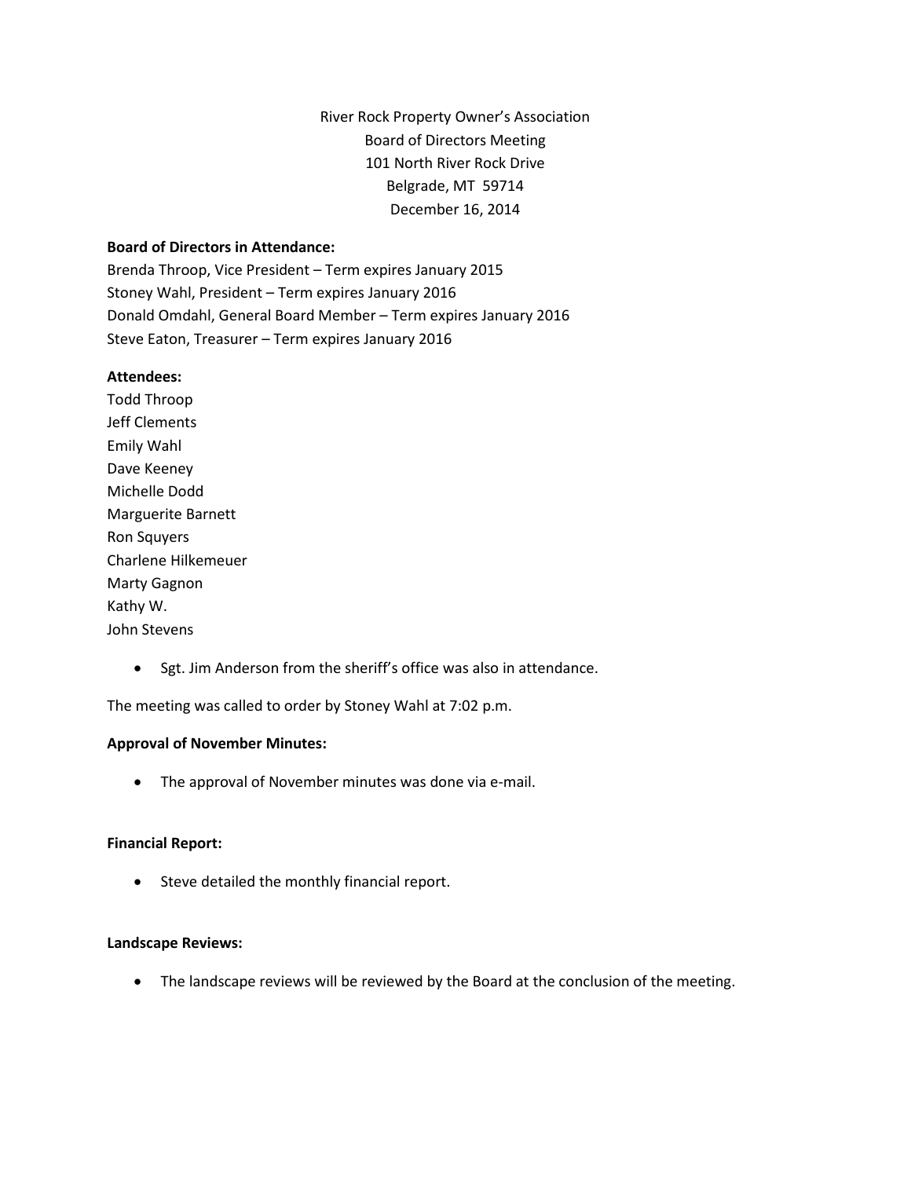River Rock Property Owner's Association
Board of Directors Meeting
101 North River Rock Drive
Belgrade, MT 59714
December 16, 2014

**Board of Directors in Attendance:**
Brenda Throop, Vice President – Term expires January 2015
Stoney Wahl, President – Term expires January 2016
Donald Omdahl, General Board Member – Term expires January 2016
Steve Eaton, Treasurer – Term expires January 2016

**Attendees:**
Todd Throop
Jeff Clements
Emily Wahl
Dave Keeney
Michelle Dodd
Marguerite Barnett
Ron Squyers
Charlene Hilkemeuer
Marty Gagnon
Kathy W.
John Stevens

- Sgt. Jim Anderson from the sheriff's office was also in attendance.

The meeting was called to order by Stoney Wahl at 7:02 p.m.

**Approval of November Minutes:**

- The approval of November minutes was done via e-mail.

**Financial Report:**

- Steve detailed the monthly financial report.

**Landscape Reviews:**

- The landscape reviews will be reviewed by the Board at the conclusion of the meeting.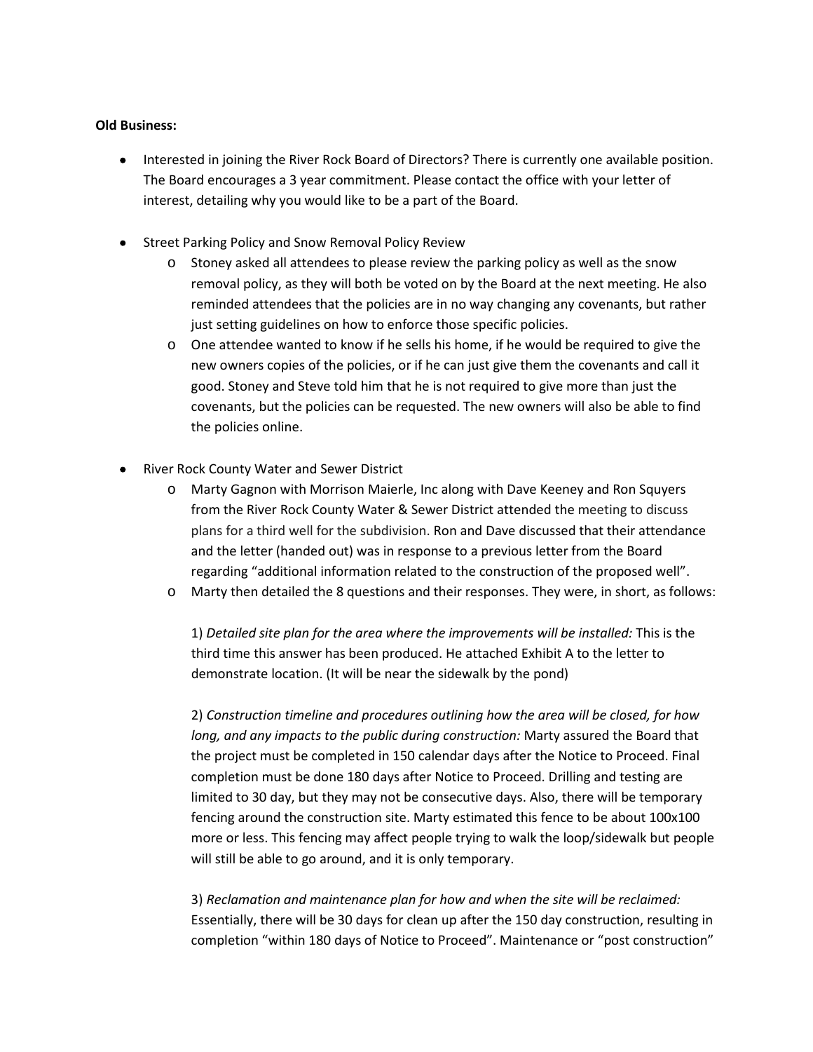**Old Business:**

- Interested in joining the River Rock Board of Directors? There is currently one available position. The Board encourages a 3 year commitment. Please contact the office with your letter of interest, detailing why you would like to be a part of the Board.

- Street Parking Policy and Snow Removal Policy Review
  - Stoney asked all attendees to please review the parking policy as well as the snow removal policy, as they will both be voted on by the Board at the next meeting. He also reminded attendees that the policies are in no way changing any covenants, but rather just setting guidelines on how to enforce those specific policies.
  - One attendee wanted to know if he sells his home, if he would be required to give the new owners copies of the policies, or if he can just give them the covenants and call it good. Stoney and Steve told him that he is not required to give more than just the covenants, but the policies can be requested. The new owners will also be able to find the policies online.

- River Rock County Water and Sewer District
  - Marty Gagnon with Morrison Maierle, Inc along with Dave Keeney and Ron Squyers from the River Rock County Water & Sewer District attended the meeting to discuss plans for a third well for the subdivision. Ron and Dave discussed that their attendance and the letter (handed out) was in response to a previous letter from the Board regarding "additional information related to the construction of the proposed well".
  - Marty then detailed the 8 questions and their responses. They were, in short, as follows:

    1) *Detailed site plan for the area where the improvements will be installed:* This is the third time this answer has been produced. He attached Exhibit A to the letter to demonstrate location. (It will be near the sidewalk by the pond)

    2) *Construction timeline and procedures outlining how the area will be closed, for how long, and any impacts to the public during construction:* Marty assured the Board that the project must be completed in 150 calendar days after the Notice to Proceed. Final completion must be done 180 days after Notice to Proceed. Drilling and testing are limited to 30 day, but they may not be consecutive days. Also, there will be temporary fencing around the construction site. Marty estimated this fence to be about 100x100 more or less. This fencing may affect people trying to walk the loop/sidewalk but people will still be able to go around, and it is only temporary.

    3) *Reclamation and maintenance plan for how and when the site will be reclaimed:* Essentially, there will be 30 days for clean up after the 150 day construction, resulting in completion "within 180 days of Notice to Proceed". Maintenance or "post construction"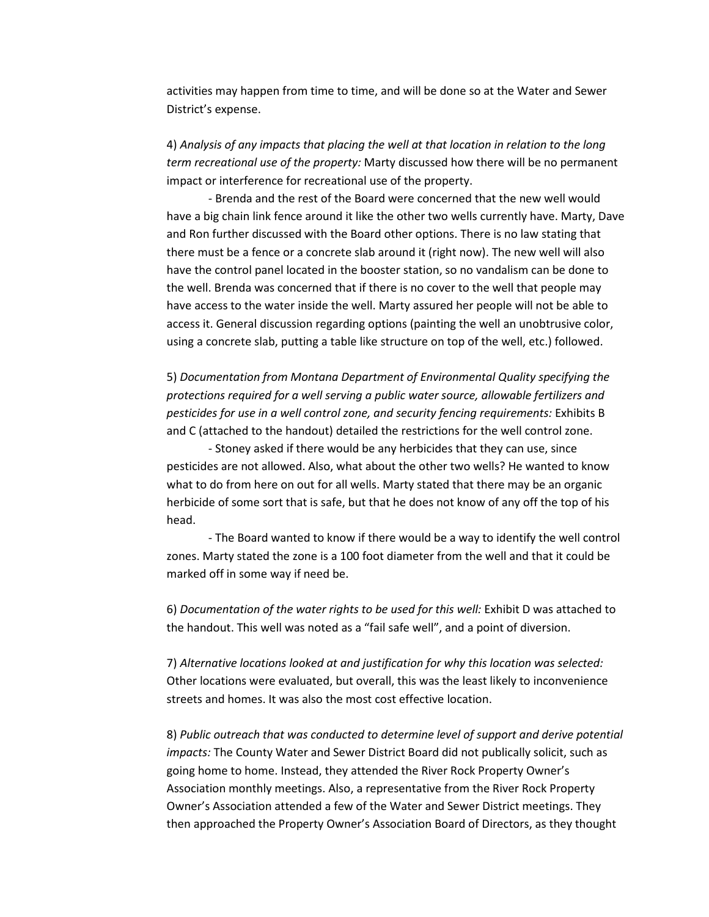activities may happen from time to time, and will be done so at the Water and Sewer District's expense.

4) *Analysis of any impacts that placing the well at that location in relation to the long term recreational use of the property:* Marty discussed how there will be no permanent impact or interference for recreational use of the property.

- Brenda and the rest of the Board were concerned that the new well would have a big chain link fence around it like the other two wells currently have. Marty, Dave and Ron further discussed with the Board other options. There is no law stating that there must be a fence or a concrete slab around it (right now). The new well will also have the control panel located in the booster station, so no vandalism can be done to the well. Brenda was concerned that if there is no cover to the well that people may have access to the water inside the well. Marty assured her people will not be able to access it. General discussion regarding options (painting the well an unobtrusive color, using a concrete slab, putting a table like structure on top of the well, etc.) followed.

5) *Documentation from Montana Department of Environmental Quality specifying the protections required for a well serving a public water source, allowable fertilizers and pesticides for use in a well control zone, and security fencing requirements:* Exhibits B and C (attached to the handout) detailed the restrictions for the well control zone.

- Stoney asked if there would be any herbicides that they can use, since pesticides are not allowed. Also, what about the other two wells? He wanted to know what to do from here on out for all wells. Marty stated that there may be an organic herbicide of some sort that is safe, but that he does not know of any off the top of his head.

- The Board wanted to know if there would be a way to identify the well control zones. Marty stated the zone is a 100 foot diameter from the well and that it could be marked off in some way if need be.

6) *Documentation of the water rights to be used for this well:* Exhibit D was attached to the handout. This well was noted as a "fail safe well", and a point of diversion.

7) *Alternative locations looked at and justification for why this location was selected:* Other locations were evaluated, but overall, this was the least likely to inconvenience streets and homes. It was also the most cost effective location.

8) *Public outreach that was conducted to determine level of support and derive potential impacts:* The County Water and Sewer District Board did not publically solicit, such as going home to home. Instead, they attended the River Rock Property Owner's Association monthly meetings. Also, a representative from the River Rock Property Owner's Association attended a few of the Water and Sewer District meetings. They then approached the Property Owner's Association Board of Directors, as they thought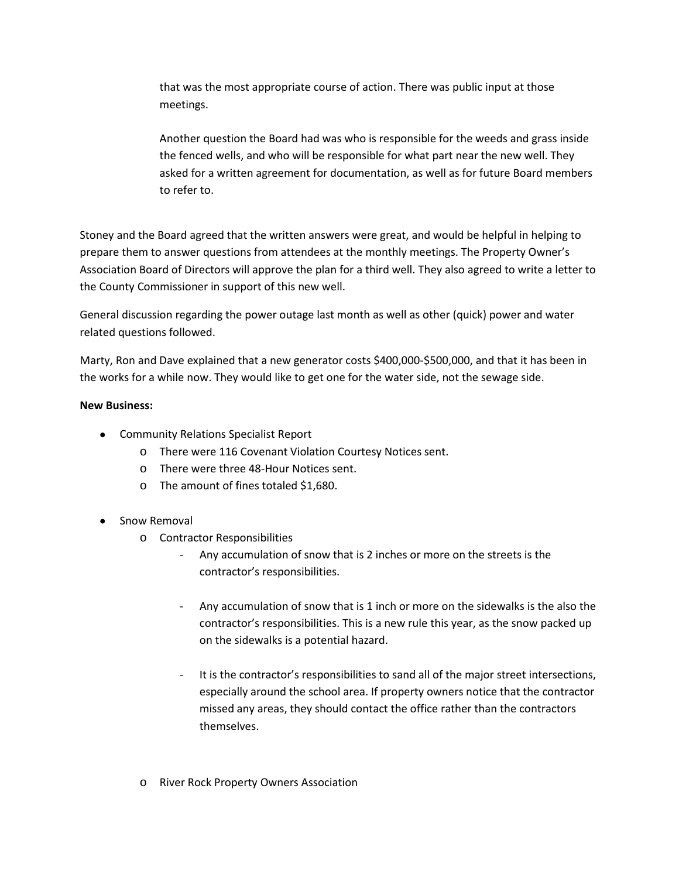that was the most appropriate course of action. There was public input at those meetings.

Another question the Board had was who is responsible for the weeds and grass inside the fenced wells, and who will be responsible for what part near the new well. They asked for a written agreement for documentation, as well as for future Board members to refer to.

Stoney and the Board agreed that the written answers were great, and would be helpful in helping to prepare them to answer questions from attendees at the monthly meetings. The Property Owner's Association Board of Directors will approve the plan for a third well. They also agreed to write a letter to the County Commissioner in support of this new well.

General discussion regarding the power outage last month as well as other (quick) power and water related questions followed.

Marty, Ron and Dave explained that a new generator costs $400,000-$500,000, and that it has been in the works for a while now. They would like to get one for the water side, not the sewage side.

**New Business:**

- Community Relations Specialist Report
  - There were 116 Covenant Violation Courtesy Notices sent.
  - There were three 48-Hour Notices sent.
  - The amount of fines totaled $1,680.

- Snow Removal
  - Contractor Responsibilities
    - Any accumulation of snow that is 2 inches or more on the streets is the contractor's responsibilities.
    - Any accumulation of snow that is 1 inch or more on the sidewalks is the also the contractor's responsibilities. This is a new rule this year, as the snow packed up on the sidewalks is a potential hazard.
    - It is the contractor's responsibilities to sand all of the major street intersections, especially around the school area. If property owners notice that the contractor missed any areas, they should contact the office rather than the contractors themselves.
  - River Rock Property Owners Association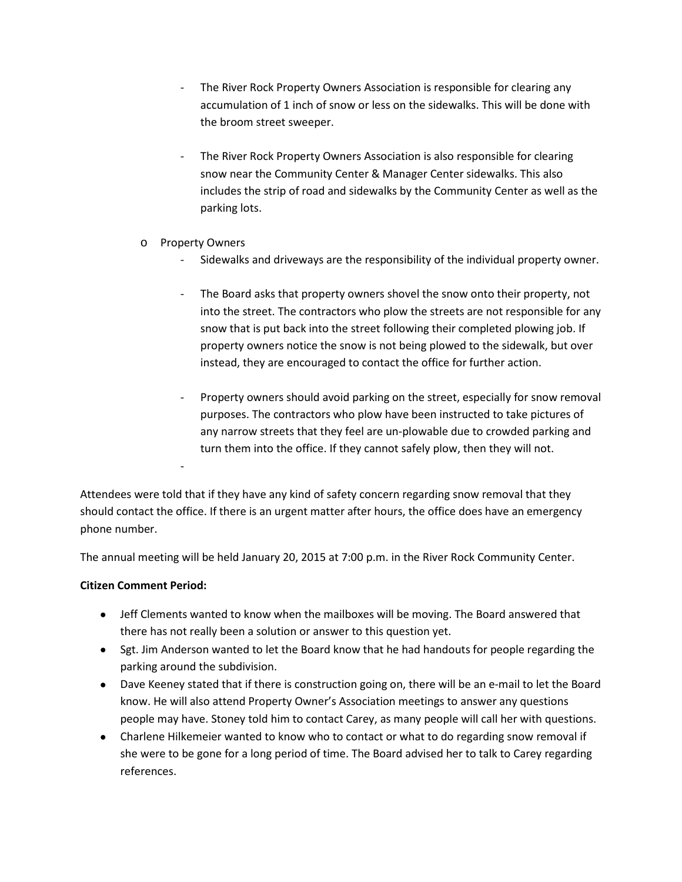- The River Rock Property Owners Association is responsible for clearing any accumulation of 1 inch of snow or less on the sidewalks. This will be done with the broom street sweeper.

  - The River Rock Property Owners Association is also responsible for clearing snow near the Community Center & Manager Center sidewalks. This also includes the strip of road and sidewalks by the Community Center as well as the parking lots.

- Property Owners
  - Sidewalks and driveways are the responsibility of the individual property owner.

  - The Board asks that property owners shovel the snow onto their property, not into the street. The contractors who plow the streets are not responsible for any snow that is put back into the street following their completed plowing job. If property owners notice the snow is not being plowed to the sidewalk, but over instead, they are encouraged to contact the office for further action.

  - Property owners should avoid parking on the street, especially for snow removal purposes. The contractors who plow have been instructed to take pictures of any narrow streets that they feel are un-plowable due to crowded parking and turn them into the office. If they cannot safely plow, then they will not.

  -

Attendees were told that if they have any kind of safety concern regarding snow removal that they should contact the office. If there is an urgent matter after hours, the office does have an emergency phone number.

The annual meeting will be held January 20, 2015 at 7:00 p.m. in the River Rock Community Center.

**Citizen Comment Period:**

- Jeff Clements wanted to know when the mailboxes will be moving. The Board answered that there has not really been a solution or answer to this question yet.
- Sgt. Jim Anderson wanted to let the Board know that he had handouts for people regarding the parking around the subdivision.
- Dave Keeney stated that if there is construction going on, there will be an e-mail to let the Board know. He will also attend Property Owner's Association meetings to answer any questions people may have. Stoney told him to contact Carey, as many people will call her with questions.
- Charlene Hilkemeier wanted to know who to contact or what to do regarding snow removal if she were to be gone for a long period of time. The Board advised her to talk to Carey regarding references.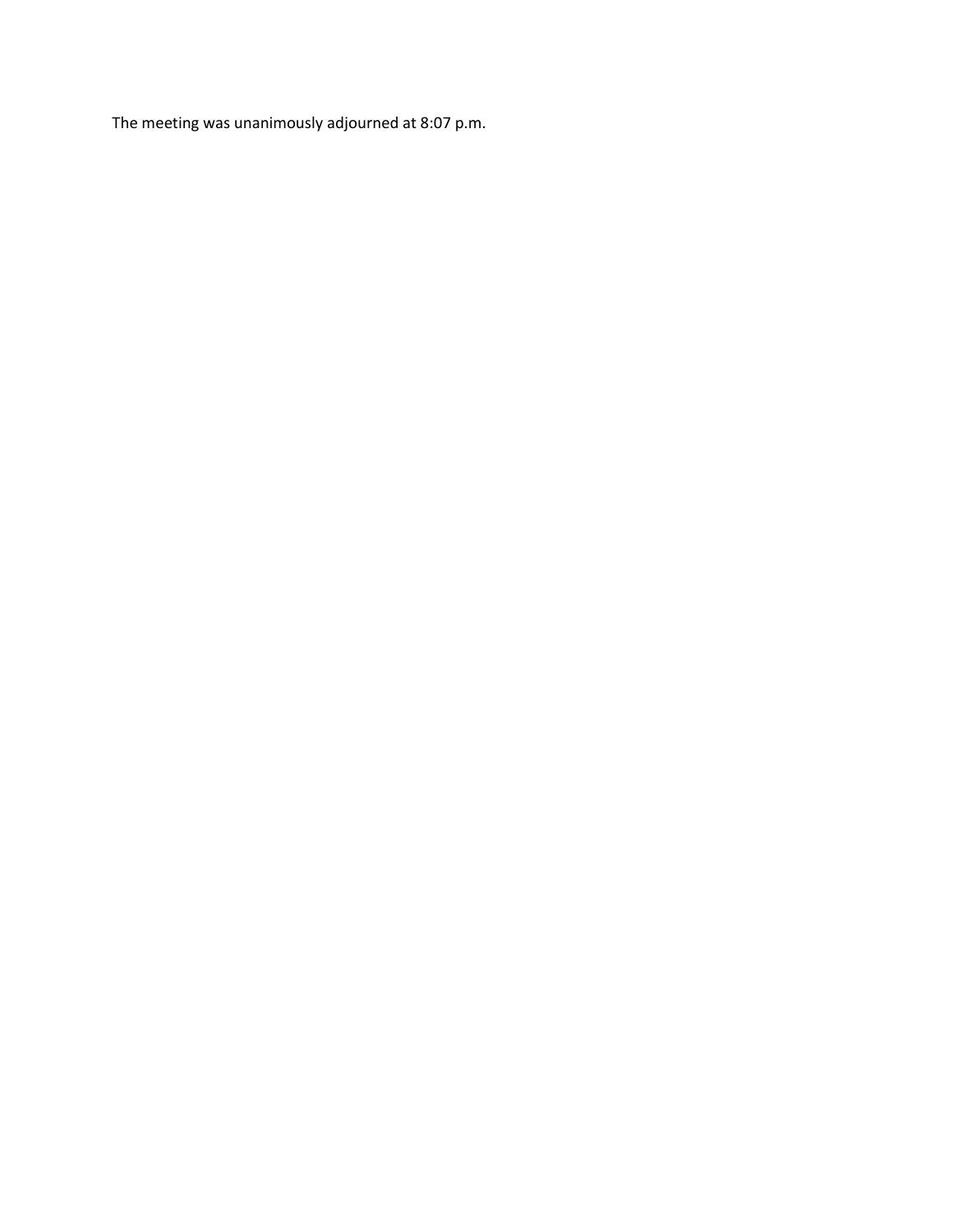The meeting was unanimously adjourned at 8:07 p.m.